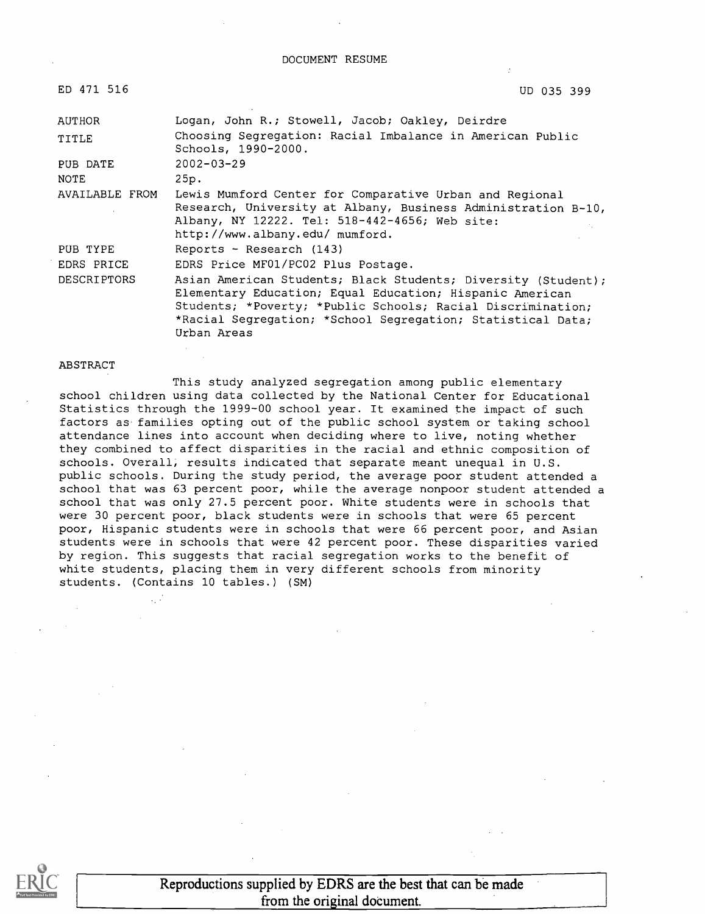DOCUMENT RESUME

ED 471 516 UD 035 399

| | |
|---|---|
| AUTHOR | Logan, John R.; Stowell, Jacob; Oakley, Deirdre |
| TITLE | Choosing Segregation: Racial Imbalance in American Public Schools, 1990-2000. |
| PUB DATE | 2002-03-29 |
| NOTE | 25p. |
| AVAILABLE FROM | Lewis Mumford Center for Comparative Urban and Regional Research, University at Albany, Business Administration B-10, Albany, NY 12222. Tel: 518-442-4656; Web site: http://www.albany.edu/ mumford. |
| PUB TYPE | Reports - Research (143) |
| EDRS PRICE | EDRS Price MF01/PC02 Plus Postage. |
| DESCRIPTORS | Asian American Students; Black Students; Diversity (Student); Elementary Education; Equal Education; Hispanic American Students; *Poverty; *Public Schools; Racial Discrimination; *Racial Segregation; *School Segregation; Statistical Data; Urban Areas |

ABSTRACT

This study analyzed segregation among public elementary school children using data collected by the National Center for Educational Statistics through the 1999-00 school year. It examined the impact of such factors as families opting out of the public school system or taking school attendance lines into account when deciding where to live, noting whether they combined to affect disparities in the racial and ethnic composition of schools. Overall, results indicated that separate meant unequal in U.S. public schools. During the study period, the average poor student attended a school that was 63 percent poor, while the average nonpoor student attended a school that was only 27.5 percent poor. White students were in schools that were 30 percent poor, black students were in schools that were 65 percent poor, Hispanic students were in schools that were 66 percent poor, and Asian students were in schools that were 42 percent poor. These disparities varied by region. This suggests that racial segregation works to the benefit of white students, placing them in very different schools from minority students. (Contains 10 tables.) (SM)

Reproductions supplied by EDRS are the best that can be made from the original document.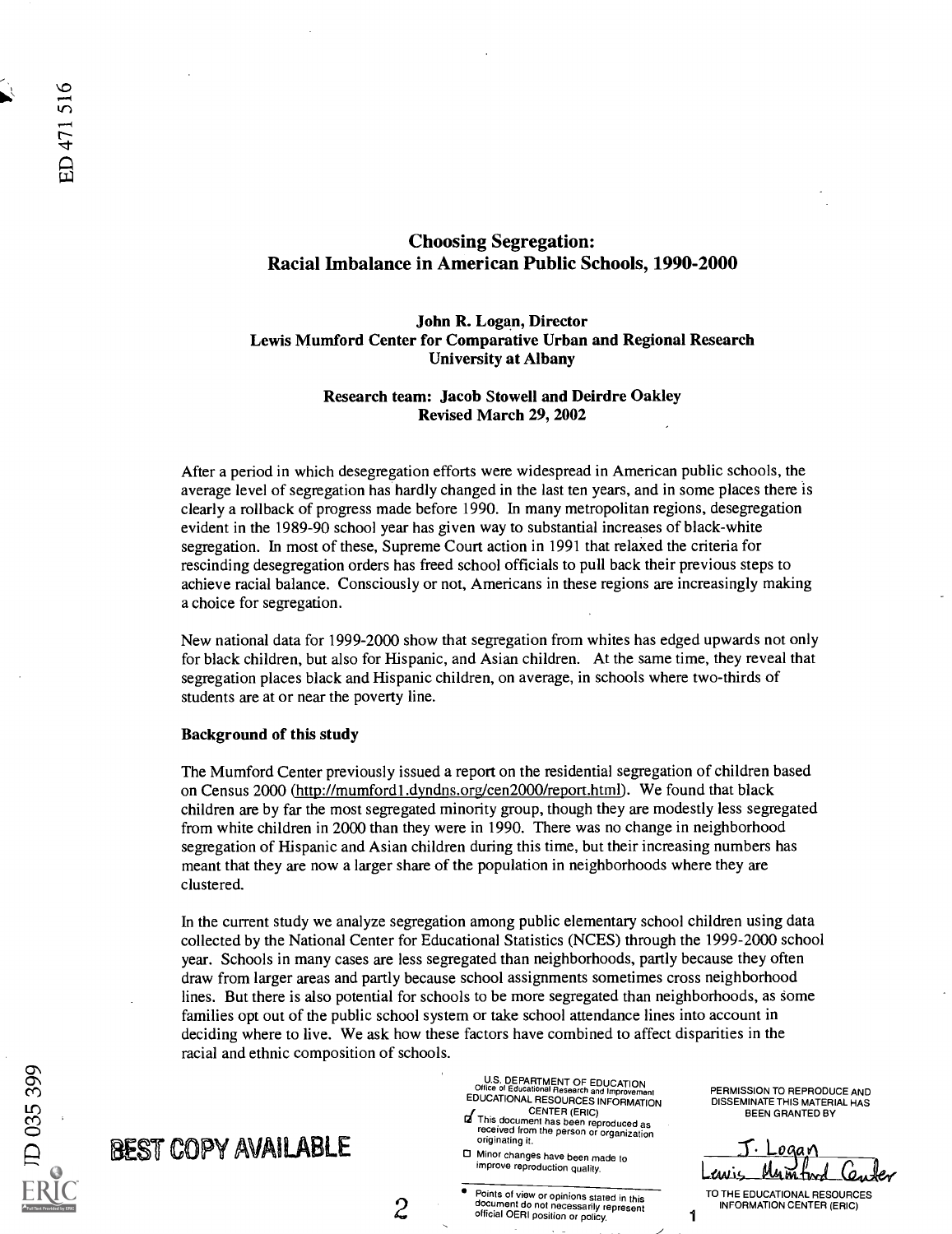# Choosing Segregation: Racial Imbalance in American Public Schools, 1990-2000

**John R. Logan, Director**
**Lewis Mumford Center for Comparative Urban and Regional Research**
**University at Albany**

**Research team: Jacob Stowell and Deirdre Oakley**
**Revised March 29, 2002**

After a period in which desegregation efforts were widespread in American public schools, the average level of segregation has hardly changed in the last ten years, and in some places there is clearly a rollback of progress made before 1990. In many metropolitan regions, desegregation evident in the 1989-90 school year has given way to substantial increases of black-white segregation. In most of these, Supreme Court action in 1991 that relaxed the criteria for rescinding desegregation orders has freed school officials to pull back their previous steps to achieve racial balance. Consciously or not, Americans in these regions are increasingly making a choice for segregation.

New national data for 1999-2000 show that segregation from whites has edged upwards not only for black children, but also for Hispanic, and Asian children. At the same time, they reveal that segregation places black and Hispanic children, on average, in schools where two-thirds of students are at or near the poverty line.

**Background of this study**

The Mumford Center previously issued a report on the residential segregation of children based on Census 2000 (http://mumford1.dyndns.org/cen2000/report.html). We found that black children are by far the most segregated minority group, though they are modestly less segregated from white children in 2000 than they were in 1990. There was no change in neighborhood segregation of Hispanic and Asian children during this time, but their increasing numbers has meant that they are now a larger share of the population in neighborhoods where they are clustered.

In the current study we analyze segregation among public elementary school children using data collected by the National Center for Educational Statistics (NCES) through the 1999-2000 school year. Schools in many cases are less segregated than neighborhoods, partly because they often draw from larger areas and partly because school assignments sometimes cross neighborhood lines. But there is also potential for schools to be more segregated than neighborhoods, as some families opt out of the public school system or take school attendance lines into account in deciding where to live. We ask how these factors have combined to affect disparities in the racial and ethnic composition of schools.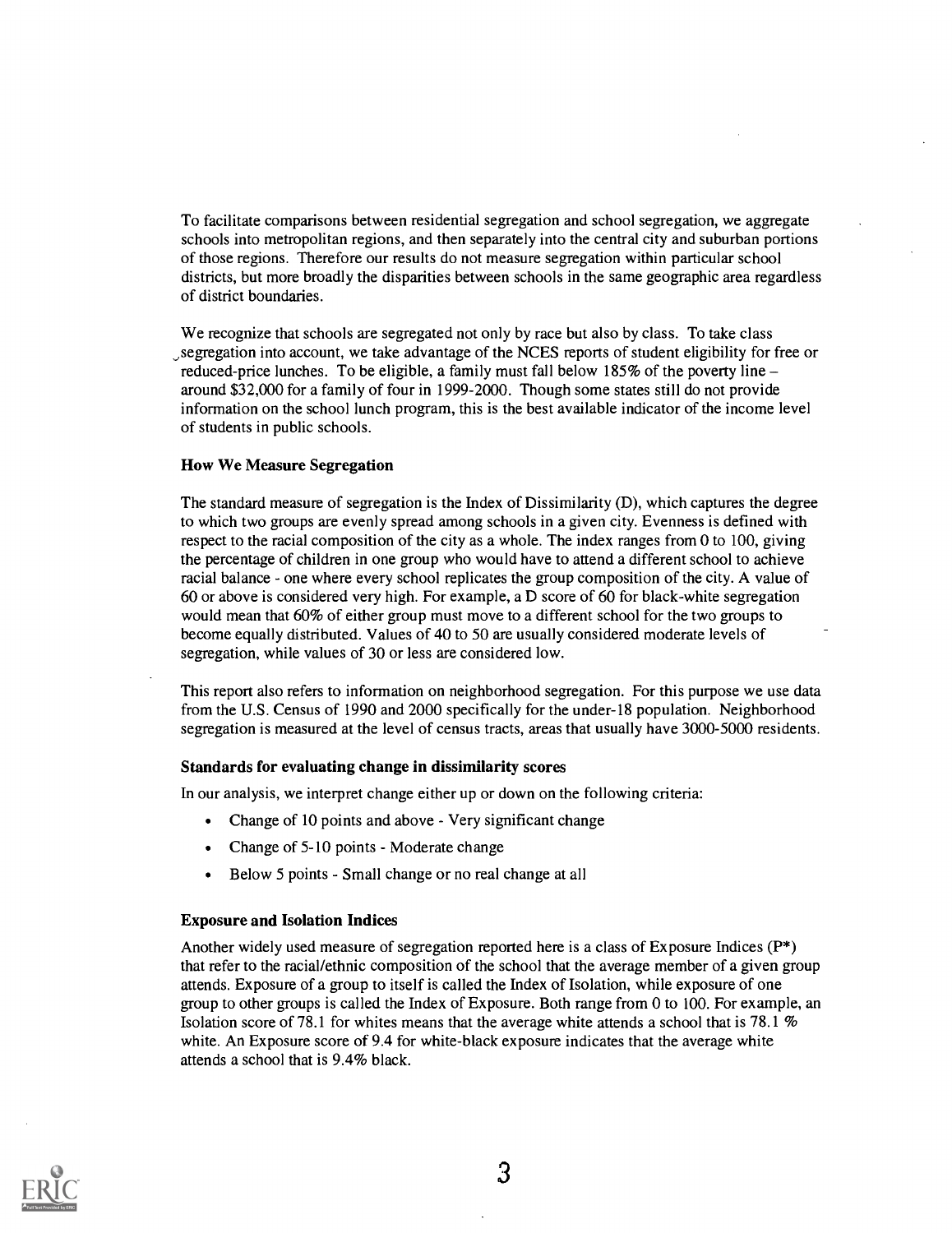To facilitate comparisons between residential segregation and school segregation, we aggregate schools into metropolitan regions, and then separately into the central city and suburban portions of those regions. Therefore our results do not measure segregation within particular school districts, but more broadly the disparities between schools in the same geographic area regardless of district boundaries.

We recognize that schools are segregated not only by race but also by class. To take class segregation into account, we take advantage of the NCES reports of student eligibility for free or reduced-price lunches. To be eligible, a family must fall below 185% of the poverty line – around $32,000 for a family of four in 1999-2000. Though some states still do not provide information on the school lunch program, this is the best available indicator of the income level of students in public schools.

### How We Measure Segregation

The standard measure of segregation is the Index of Dissimilarity (D), which captures the degree to which two groups are evenly spread among schools in a given city. Evenness is defined with respect to the racial composition of the city as a whole. The index ranges from 0 to 100, giving the percentage of children in one group who would have to attend a different school to achieve racial balance - one where every school replicates the group composition of the city. A value of 60 or above is considered very high. For example, a D score of 60 for black-white segregation would mean that 60% of either group must move to a different school for the two groups to become equally distributed. Values of 40 to 50 are usually considered moderate levels of segregation, while values of 30 or less are considered low.

This report also refers to information on neighborhood segregation. For this purpose we use data from the U.S. Census of 1990 and 2000 specifically for the under-18 population. Neighborhood segregation is measured at the level of census tracts, areas that usually have 3000-5000 residents.

### Standards for evaluating change in dissimilarity scores

In our analysis, we interpret change either up or down on the following criteria:

- Change of 10 points and above - Very significant change
- Change of 5-10 points - Moderate change
- Below 5 points - Small change or no real change at all

### Exposure and Isolation Indices

Another widely used measure of segregation reported here is a class of Exposure Indices (P*) that refer to the racial/ethnic composition of the school that the average member of a given group attends. Exposure of a group to itself is called the Index of Isolation, while exposure of one group to other groups is called the Index of Exposure. Both range from 0 to 100. For example, an Isolation score of 78.1 for whites means that the average white attends a school that is 78.1 % white. An Exposure score of 9.4 for white-black exposure indicates that the average white attends a school that is 9.4% black.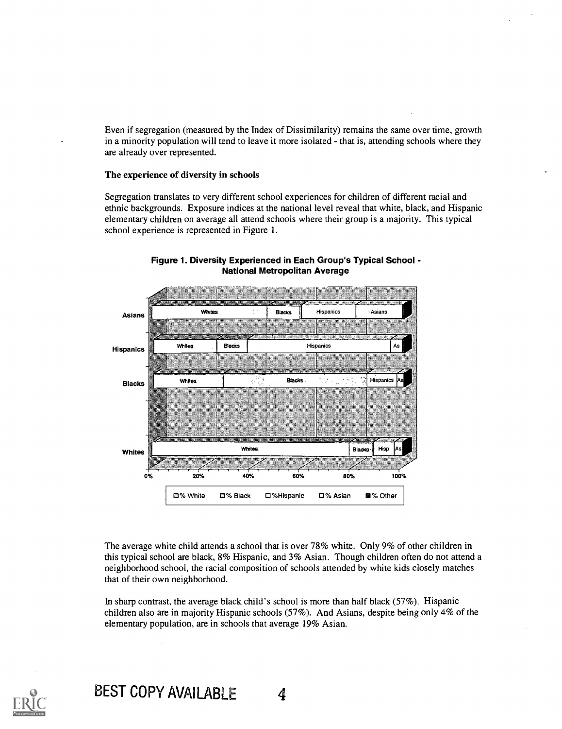Even if segregation (measured by the Index of Dissimilarity) remains the same over time, growth in a minority population will tend to leave it more isolated - that is, attending schools where they are already over represented.

### The experience of diversity in schools

Segregation translates to very different school experiences for children of different racial and ethnic backgrounds. Exposure indices at the national level reveal that white, black, and Hispanic elementary children on average all attend schools where their group is a majority. This typical school experience is represented in Figure 1.

**Figure 1. Diversity Experienced in Each Group's Typical School - National Metropolitan Average**

The average white child attends a school that is over 78% white. Only 9% of other children in this typical school are black, 8% Hispanic, and 3% Asian. Though children often do not attend a neighborhood school, the racial composition of schools attended by white kids closely matches that of their own neighborhood.

In sharp contrast, the average black child's school is more than half black (57%). Hispanic children also are in majority Hispanic schools (57%). And Asians, despite being only 4% of the elementary population, are in schools that average 19% Asian.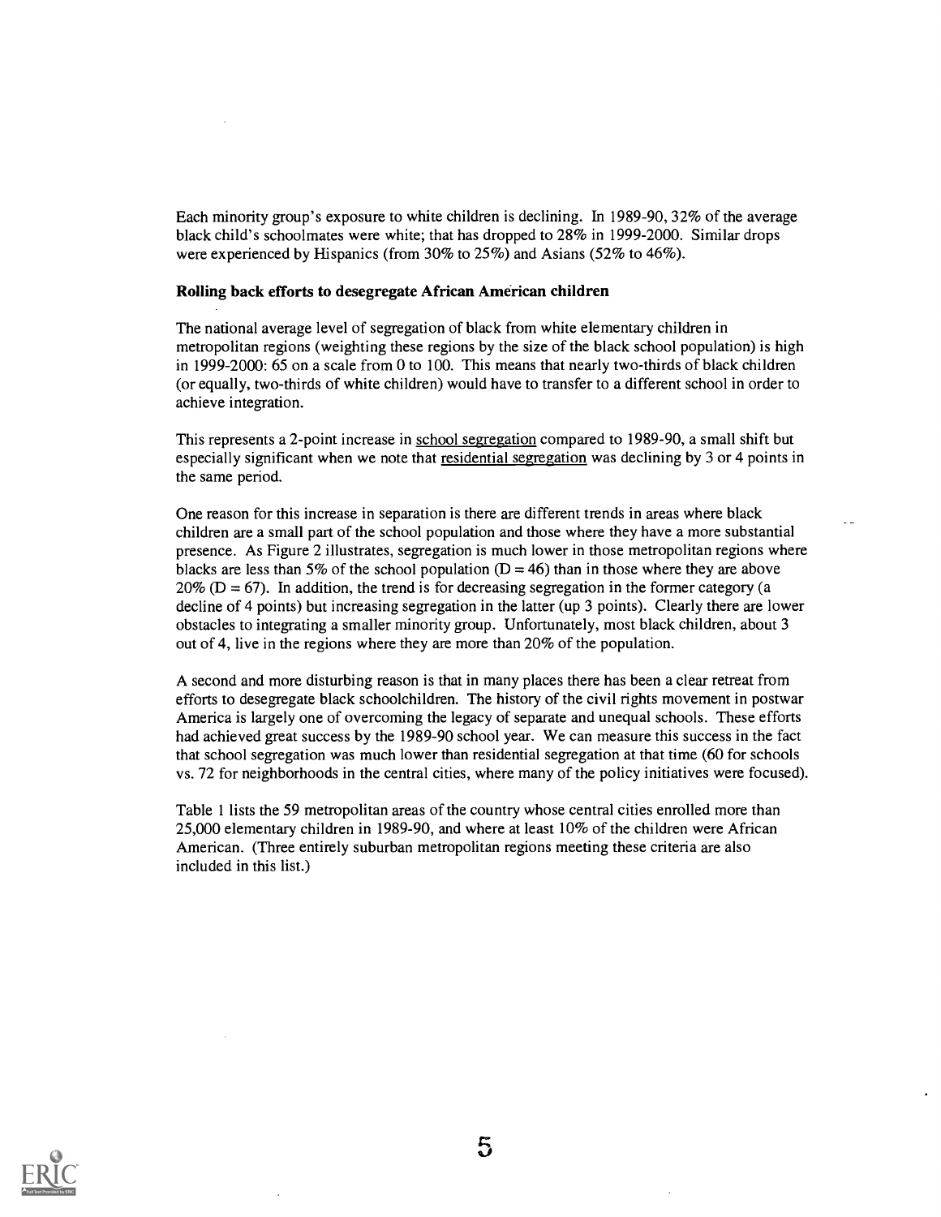Each minority group's exposure to white children is declining. In 1989-90, 32% of the average black child's schoolmates were white; that has dropped to 28% in 1999-2000. Similar drops were experienced by Hispanics (from 30% to 25%) and Asians (52% to 46%).

**Rolling back efforts to desegregate African American children**

The national average level of segregation of black from white elementary children in metropolitan regions (weighting these regions by the size of the black school population) is high in 1999-2000: 65 on a scale from 0 to 100. This means that nearly two-thirds of black children (or equally, two-thirds of white children) would have to transfer to a different school in order to achieve integration.

This represents a 2-point increase in school segregation compared to 1989-90, a small shift but especially significant when we note that residential segregation was declining by 3 or 4 points in the same period.

One reason for this increase in separation is there are different trends in areas where black children are a small part of the school population and those where they have a more substantial presence. As Figure 2 illustrates, segregation is much lower in those metropolitan regions where blacks are less than 5% of the school population (D = 46) than in those where they are above 20% (D = 67). In addition, the trend is for decreasing segregation in the former category (a decline of 4 points) but increasing segregation in the latter (up 3 points). Clearly there are lower obstacles to integrating a smaller minority group. Unfortunately, most black children, about 3 out of 4, live in the regions where they are more than 20% of the population.

A second and more disturbing reason is that in many places there has been a clear retreat from efforts to desegregate black schoolchildren. The history of the civil rights movement in postwar America is largely one of overcoming the legacy of separate and unequal schools. These efforts had achieved great success by the 1989-90 school year. We can measure this success in the fact that school segregation was much lower than residential segregation at that time (60 for schools vs. 72 for neighborhoods in the central cities, where many of the policy initiatives were focused).

Table 1 lists the 59 metropolitan areas of the country whose central cities enrolled more than 25,000 elementary children in 1989-90, and where at least 10% of the children were African American. (Three entirely suburban metropolitan regions meeting these criteria are also included in this list.)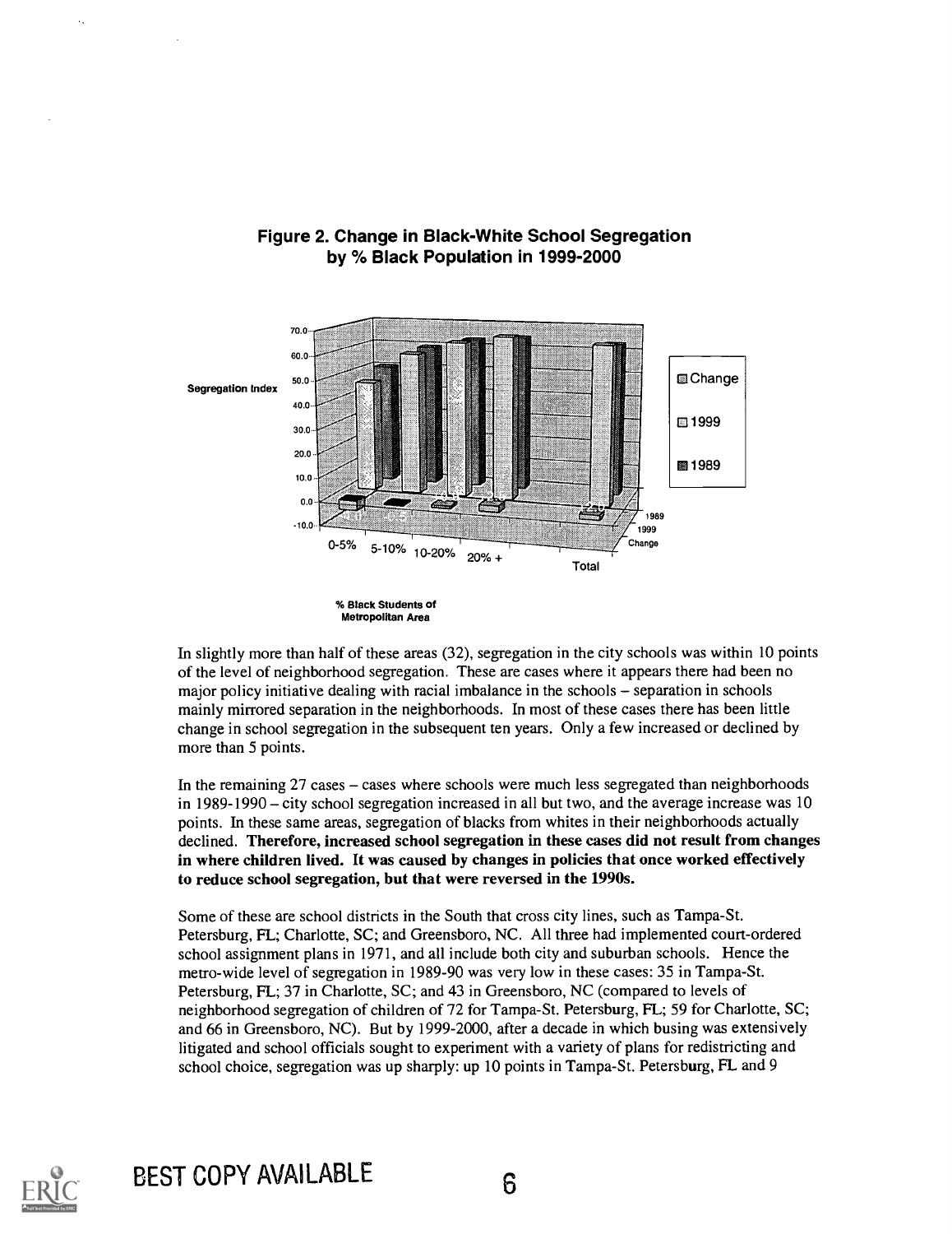**Figure 2. Change in Black-White School Segregation by % Black Population in 1999-2000**

In slightly more than half of these areas (32), segregation in the city schools was within 10 points of the level of neighborhood segregation. These are cases where it appears there had been no major policy initiative dealing with racial imbalance in the schools – separation in schools mainly mirrored separation in the neighborhoods. In most of these cases there has been little change in school segregation in the subsequent ten years. Only a few increased or declined by more than 5 points.

In the remaining 27 cases – cases where schools were much less segregated than neighborhoods in 1989-1990 – city school segregation increased in all but two, and the average increase was 10 points. In these same areas, segregation of blacks from whites in their neighborhoods actually declined. **Therefore, increased school segregation in these cases did not result from changes in where children lived. It was caused by changes in policies that once worked effectively to reduce school segregation, but that were reversed in the 1990s.**

Some of these are school districts in the South that cross city lines, such as Tampa-St. Petersburg, FL; Charlotte, SC; and Greensboro, NC. All three had implemented court-ordered school assignment plans in 1971, and all include both city and suburban schools. Hence the metro-wide level of segregation in 1989-90 was very low in these cases: 35 in Tampa-St. Petersburg, FL; 37 in Charlotte, SC; and 43 in Greensboro, NC (compared to levels of neighborhood segregation of children of 72 for Tampa-St. Petersburg, FL; 59 for Charlotte, SC; and 66 in Greensboro, NC). But by 1999-2000, after a decade in which busing was extensively litigated and school officials sought to experiment with a variety of plans for redistricting and school choice, segregation was up sharply: up 10 points in Tampa-St. Petersburg, FL and 9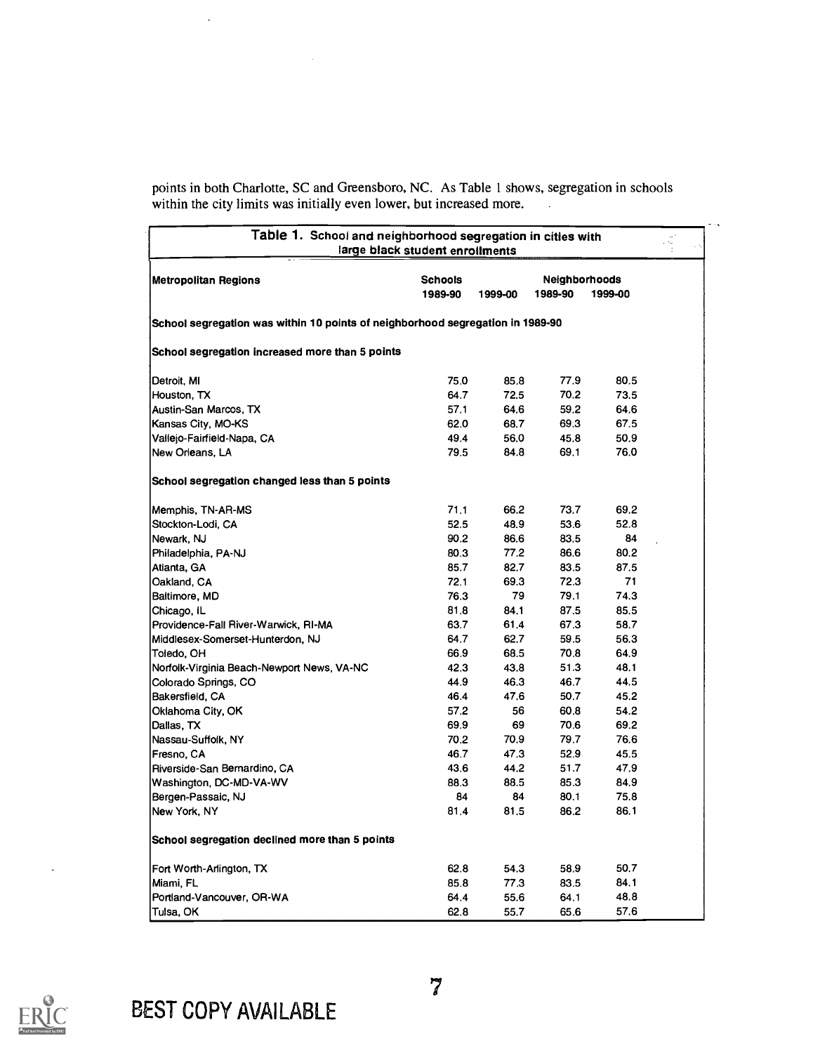points in both Charlotte, SC and Greensboro, NC. As Table 1 shows, segregation in schools within the city limits was initially even lower, but increased more.

**Table 1. School and neighborhood segregation in cities with large black student enrollments**

| Metropolitan Regions | Schools | | Neighborhoods | |
|---|---|---|---|---|
| | 1989-90 | 1999-00 | 1989-90 | 1999-00 |
| **School segregation was within 10 points of neighborhood segregation in 1989-90** | | | | |
| **School segregation increased more than 5 points** | | | | |
| Detroit, MI | 75.0 | 85.8 | 77.9 | 80.5 |
| Houston, TX | 64.7 | 72.5 | 70.2 | 73.5 |
| Austin-San Marcos, TX | 57.1 | 64.6 | 59.2 | 64.6 |
| Kansas City, MO-KS | 62.0 | 68.7 | 69.3 | 67.5 |
| Vallejo-Fairfield-Napa, CA | 49.4 | 56.0 | 45.8 | 50.9 |
| New Orleans, LA | 79.5 | 84.8 | 69.1 | 76.0 |
| **School segregation changed less than 5 points** | | | | |
| Memphis, TN-AR-MS | 71.1 | 66.2 | 73.7 | 69.2 |
| Stockton-Lodi, CA | 52.5 | 48.9 | 53.6 | 52.8 |
| Newark, NJ | 90.2 | 86.6 | 83.5 | 84 |
| Philadelphia, PA-NJ | 80.3 | 77.2 | 86.6 | 80.2 |
| Atlanta, GA | 85.7 | 82.7 | 83.5 | 87.5 |
| Oakland, CA | 72.1 | 69.3 | 72.3 | 71 |
| Baltimore, MD | 76.3 | 79 | 79.1 | 74.3 |
| Chicago, IL | 81.8 | 84.1 | 87.5 | 85.5 |
| Providence-Fall River-Warwick, RI-MA | 63.7 | 61.4 | 67.3 | 58.7 |
| Middlesex-Somerset-Hunterdon, NJ | 64.7 | 62.7 | 59.5 | 56.3 |
| Toledo, OH | 66.9 | 68.5 | 70.8 | 64.9 |
| Norfolk-Virginia Beach-Newport News, VA-NC | 42.3 | 43.8 | 51.3 | 48.1 |
| Colorado Springs, CO | 44.9 | 46.3 | 46.7 | 44.5 |
| Bakersfield, CA | 46.4 | 47.6 | 50.7 | 45.2 |
| Oklahoma City, OK | 57.2 | 56 | 60.8 | 54.2 |
| Dallas, TX | 69.9 | 69 | 70.6 | 69.2 |
| Nassau-Suffolk, NY | 70.2 | 70.9 | 79.7 | 76.6 |
| Fresno, CA | 46.7 | 47.3 | 52.9 | 45.5 |
| Riverside-San Bernardino, CA | 43.6 | 44.2 | 51.7 | 47.9 |
| Washington, DC-MD-VA-WV | 88.3 | 88.5 | 85.3 | 84.9 |
| Bergen-Passaic, NJ | 84 | 84 | 80.1 | 75.8 |
| New York, NY | 81.4 | 81.5 | 86.2 | 86.1 |
| **School segregation declined more than 5 points** | | | | |
| Fort Worth-Arlington, TX | 62.8 | 54.3 | 58.9 | 50.7 |
| Miami, FL | 85.8 | 77.3 | 83.5 | 84.1 |
| Portland-Vancouver, OR-WA | 64.4 | 55.6 | 64.1 | 48.8 |
| Tulsa, OK | 62.8 | 55.7 | 65.6 | 57.6 |

BEST COPY AVAILABLE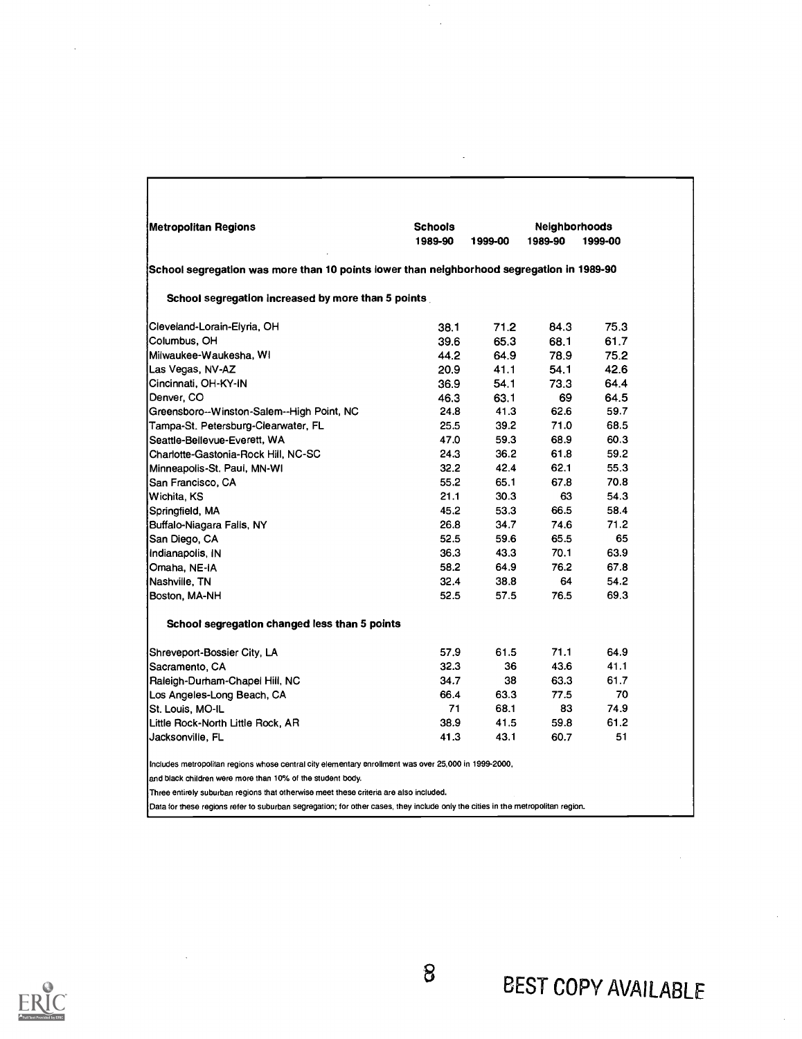| Metropolitan Regions | Schools | | Neighborhoods | |
|---|---|---|---|---|
| | 1989-90 | 1999-00 | 1989-90 | 1999-00 |
| **School segregation was more than 10 points lower than neighborhood segregation in 1989-90** | | | | |
| **School segregation increased by more than 5 points** | | | | |
| Cleveland-Lorain-Elyria, OH | 38.1 | 71.2 | 84.3 | 75.3 |
| Columbus, OH | 39.6 | 65.3 | 68.1 | 61.7 |
| Milwaukee-Waukesha, WI | 44.2 | 64.9 | 78.9 | 75.2 |
| Las Vegas, NV-AZ | 20.9 | 41.1 | 54.1 | 42.6 |
| Cincinnati, OH-KY-IN | 36.9 | 54.1 | 73.3 | 64.4 |
| Denver, CO | 46.3 | 63.1 | 69 | 64.5 |
| Greensboro--Winston-Salem--High Point, NC | 24.8 | 41.3 | 62.6 | 59.7 |
| Tampa-St. Petersburg-Clearwater, FL | 25.5 | 39.2 | 71.0 | 68.5 |
| Seattle-Bellevue-Everett, WA | 47.0 | 59.3 | 68.9 | 60.3 |
| Charlotte-Gastonia-Rock Hill, NC-SC | 24.3 | 36.2 | 61.8 | 59.2 |
| Minneapolis-St. Paul, MN-WI | 32.2 | 42.4 | 62.1 | 55.3 |
| San Francisco, CA | 55.2 | 65.1 | 67.8 | 70.8 |
| Wichita, KS | 21.1 | 30.3 | 63 | 54.3 |
| Springfield, MA | 45.2 | 53.3 | 66.5 | 58.4 |
| Buffalo-Niagara Falls, NY | 26.8 | 34.7 | 74.6 | 71.2 |
| San Diego, CA | 52.5 | 59.6 | 65.5 | 65 |
| Indianapolis, IN | 36.3 | 43.3 | 70.1 | 63.9 |
| Omaha, NE-IA | 58.2 | 64.9 | 76.2 | 67.8 |
| Nashville, TN | 32.4 | 38.8 | 64 | 54.2 |
| Boston, MA-NH | 52.5 | 57.5 | 76.5 | 69.3 |
| **School segregation changed less than 5 points** | | | | |
| Shreveport-Bossier City, LA | 57.9 | 61.5 | 71.1 | 64.9 |
| Sacramento, CA | 32.3 | 36 | 43.6 | 41.1 |
| Raleigh-Durham-Chapel Hill, NC | 34.7 | 38 | 63.3 | 61.7 |
| Los Angeles-Long Beach, CA | 66.4 | 63.3 | 77.5 | 70 |
| St. Louis, MO-IL | 71 | 68.1 | 83 | 74.9 |
| Little Rock-North Little Rock, AR | 38.9 | 41.5 | 59.8 | 61.2 |
| Jacksonville, FL | 41.3 | 43.1 | 60.7 | 51 |

Includes metropolitan regions whose central city elementary enrollment was over 25,000 in 1999-2000, and black children were more than 10% of the student body.

Three entirely suburban regions that otherwise meet these criteria are also included.

Data for these regions refer to suburban segregation; for other cases, they include only the cities in the metropolitan region.

BEST COPY AVAILABLE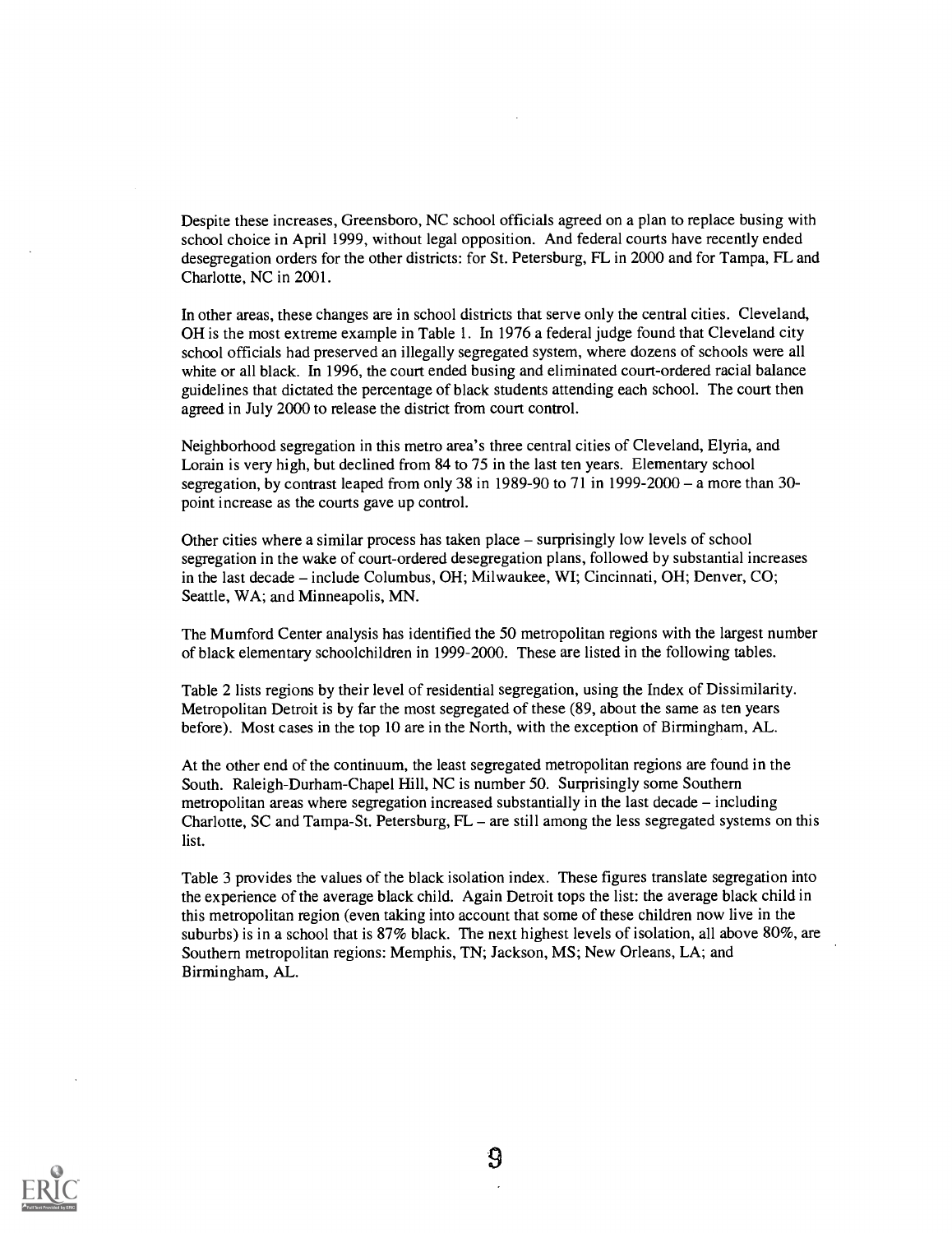Despite these increases, Greensboro, NC school officials agreed on a plan to replace busing with school choice in April 1999, without legal opposition. And federal courts have recently ended desegregation orders for the other districts: for St. Petersburg, FL in 2000 and for Tampa, FL and Charlotte, NC in 2001.

In other areas, these changes are in school districts that serve only the central cities. Cleveland, OH is the most extreme example in Table 1. In 1976 a federal judge found that Cleveland city school officials had preserved an illegally segregated system, where dozens of schools were all white or all black. In 1996, the court ended busing and eliminated court-ordered racial balance guidelines that dictated the percentage of black students attending each school. The court then agreed in July 2000 to release the district from court control.

Neighborhood segregation in this metro area's three central cities of Cleveland, Elyria, and Lorain is very high, but declined from 84 to 75 in the last ten years. Elementary school segregation, by contrast leaped from only 38 in 1989-90 to 71 in 1999-2000 – a more than 30-point increase as the courts gave up control.

Other cities where a similar process has taken place – surprisingly low levels of school segregation in the wake of court-ordered desegregation plans, followed by substantial increases in the last decade – include Columbus, OH; Milwaukee, WI; Cincinnati, OH; Denver, CO; Seattle, WA; and Minneapolis, MN.

The Mumford Center analysis has identified the 50 metropolitan regions with the largest number of black elementary schoolchildren in 1999-2000. These are listed in the following tables.

Table 2 lists regions by their level of residential segregation, using the Index of Dissimilarity. Metropolitan Detroit is by far the most segregated of these (89, about the same as ten years before). Most cases in the top 10 are in the North, with the exception of Birmingham, AL.

At the other end of the continuum, the least segregated metropolitan regions are found in the South. Raleigh-Durham-Chapel Hill, NC is number 50. Surprisingly some Southern metropolitan areas where segregation increased substantially in the last decade – including Charlotte, SC and Tampa-St. Petersburg, FL – are still among the less segregated systems on this list.

Table 3 provides the values of the black isolation index. These figures translate segregation into the experience of the average black child. Again Detroit tops the list: the average black child in this metropolitan region (even taking into account that some of these children now live in the suburbs) is in a school that is 87% black. The next highest levels of isolation, all above 80%, are Southern metropolitan regions: Memphis, TN; Jackson, MS; New Orleans, LA; and Birmingham, AL.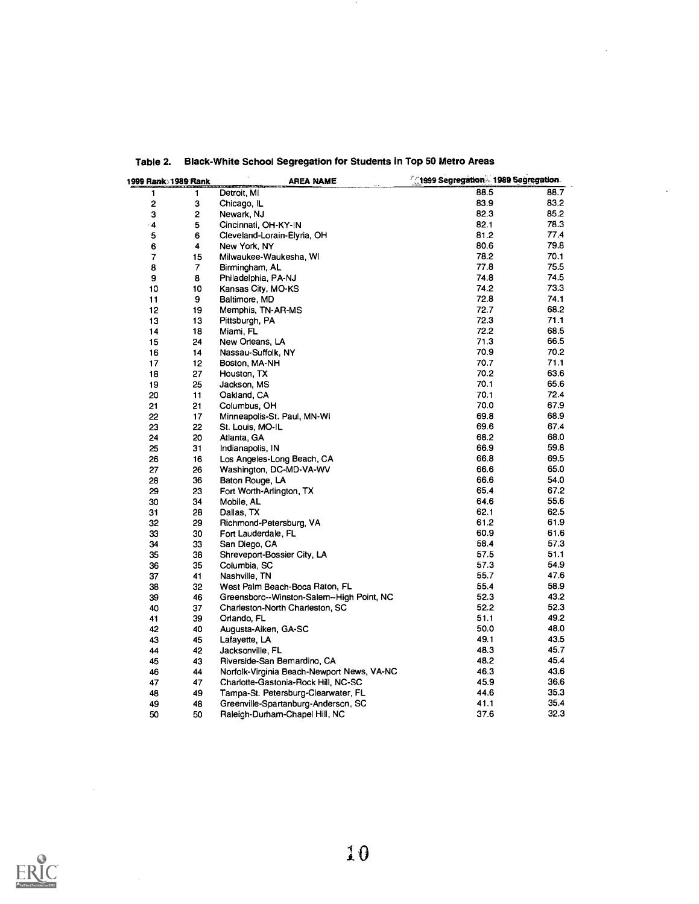**Table 2. Black-White School Segregation for Students in Top 50 Metro Areas**

| 1999 Rank | 1989 Rank | AREA NAME | 1999 Segregation | 1989 Segregation |
|---|---|---|---|---|
| 1 | 1 | Detroit, MI | 88.5 | 88.7 |
| 2 | 3 | Chicago, IL | 83.9 | 83.2 |
| 3 | 2 | Newark, NJ | 82.3 | 85.2 |
| 4 | 5 | Cincinnati, OH-KY-IN | 82.1 | 78.3 |
| 5 | 6 | Cleveland-Lorain-Elyria, OH | 81.2 | 77.4 |
| 6 | 4 | New York, NY | 80.6 | 79.8 |
| 7 | 15 | Milwaukee-Waukesha, WI | 78.2 | 70.1 |
| 8 | 7 | Birmingham, AL | 77.8 | 75.5 |
| 9 | 8 | Philadelphia, PA-NJ | 74.8 | 74.5 |
| 10 | 10 | Kansas City, MO-KS | 74.2 | 73.3 |
| 11 | 9 | Baltimore, MD | 72.8 | 74.1 |
| 12 | 19 | Memphis, TN-AR-MS | 72.7 | 68.2 |
| 13 | 13 | Pittsburgh, PA | 72.3 | 71.1 |
| 14 | 18 | Miami, FL | 72.2 | 68.5 |
| 15 | 24 | New Orleans, LA | 71.3 | 66.5 |
| 16 | 14 | Nassau-Suffolk, NY | 70.9 | 70.2 |
| 17 | 12 | Boston, MA-NH | 70.7 | 71.1 |
| 18 | 27 | Houston, TX | 70.2 | 63.6 |
| 19 | 25 | Jackson, MS | 70.1 | 65.6 |
| 20 | 11 | Oakland, CA | 70.1 | 72.4 |
| 21 | 21 | Columbus, OH | 70.0 | 67.9 |
| 22 | 17 | Minneapolis-St. Paul, MN-WI | 69.8 | 68.9 |
| 23 | 22 | St. Louis, MO-IL | 69.6 | 67.4 |
| 24 | 20 | Atlanta, GA | 68.2 | 68.0 |
| 25 | 31 | Indianapolis, IN | 66.9 | 59.8 |
| 26 | 16 | Los Angeles-Long Beach, CA | 66.8 | 69.5 |
| 27 | 26 | Washington, DC-MD-VA-WV | 66.6 | 65.0 |
| 28 | 36 | Baton Rouge, LA | 66.6 | 54.0 |
| 29 | 23 | Fort Worth-Arlington, TX | 65.4 | 67.2 |
| 30 | 34 | Mobile, AL | 64.6 | 55.6 |
| 31 | 28 | Dallas, TX | 62.1 | 62.5 |
| 32 | 29 | Richmond-Petersburg, VA | 61.2 | 61.9 |
| 33 | 30 | Fort Lauderdale, FL | 60.9 | 61.6 |
| 34 | 33 | San Diego, CA | 58.4 | 57.3 |
| 35 | 38 | Shreveport-Bossier City, LA | 57.5 | 51.1 |
| 36 | 35 | Columbia, SC | 57.3 | 54.9 |
| 37 | 41 | Nashville, TN | 55.7 | 47.6 |
| 38 | 32 | West Palm Beach-Boca Raton, FL | 55.4 | 58.9 |
| 39 | 46 | Greensboro--Winston-Salem--High Point, NC | 52.3 | 43.2 |
| 40 | 37 | Charleston-North Charleston, SC | 52.2 | 52.3 |
| 41 | 39 | Orlando, FL | 51.1 | 49.2 |
| 42 | 40 | Augusta-Aiken, GA-SC | 50.0 | 48.0 |
| 43 | 45 | Lafayette, LA | 49.1 | 43.5 |
| 44 | 42 | Jacksonville, FL | 48.3 | 45.7 |
| 45 | 43 | Riverside-San Bernardino, CA | 48.2 | 45.4 |
| 46 | 44 | Norfolk-Virginia Beach-Newport News, VA-NC | 46.3 | 43.6 |
| 47 | 47 | Charlotte-Gastonia-Rock Hill, NC-SC | 45.9 | 36.6 |
| 48 | 49 | Tampa-St. Petersburg-Clearwater, FL | 44.6 | 35.3 |
| 49 | 48 | Greenville-Spartanburg-Anderson, SC | 41.1 | 35.4 |
| 50 | 50 | Raleigh-Durham-Chapel Hill, NC | 37.6 | 32.3 |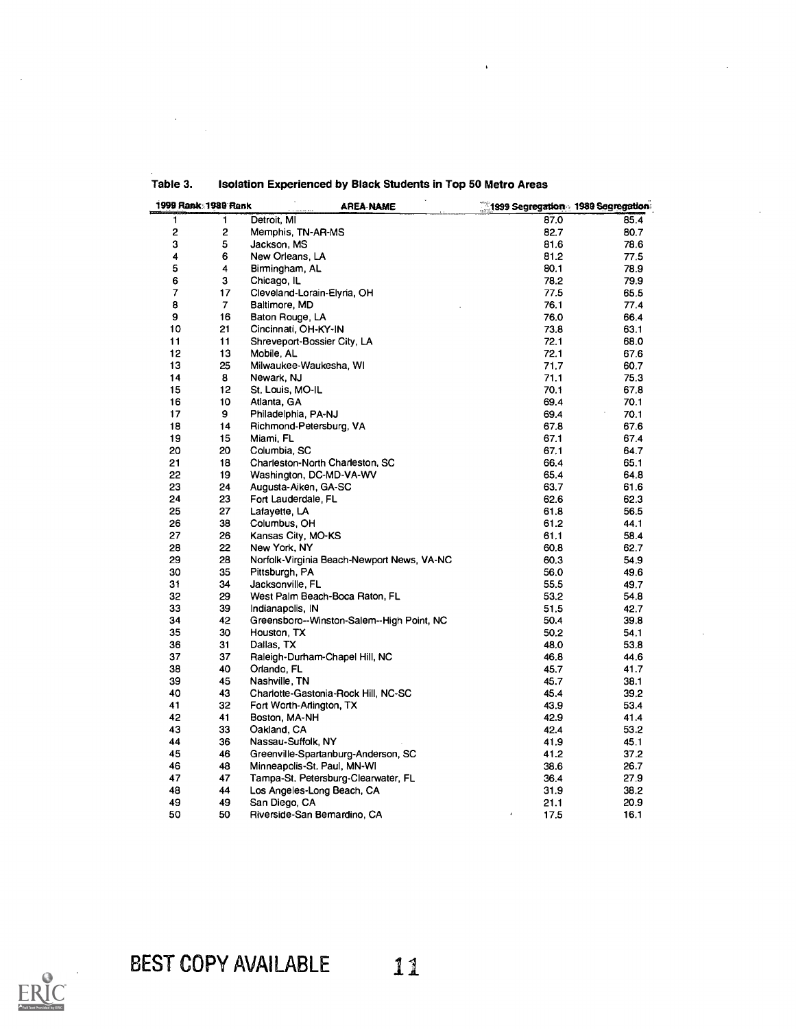Table 3. Isolation Experienced by Black Students in Top 50 Metro Areas

| 1999 Rank | 1989 Rank | AREA NAME | 1999 Segregation | 1989 Segregation |
|---|---|---|---|---|
| 1 | 1 | Detroit, MI | 87.0 | 85.4 |
| 2 | 2 | Memphis, TN-AR-MS | 82.7 | 80.7 |
| 3 | 5 | Jackson, MS | 81.6 | 78.6 |
| 4 | 6 | New Orleans, LA | 81.2 | 77.5 |
| 5 | 4 | Birmingham, AL | 80.1 | 78.9 |
| 6 | 3 | Chicago, IL | 78.2 | 79.9 |
| 7 | 17 | Cleveland-Lorain-Elyria, OH | 77.5 | 65.5 |
| 8 | 7 | Baltimore, MD | 76.1 | 77.4 |
| 9 | 16 | Baton Rouge, LA | 76.0 | 66.4 |
| 10 | 21 | Cincinnati, OH-KY-IN | 73.8 | 63.1 |
| 11 | 11 | Shreveport-Bossier City, LA | 72.1 | 68.0 |
| 12 | 13 | Mobile, AL | 72.1 | 67.6 |
| 13 | 25 | Milwaukee-Waukesha, WI | 71.7 | 60.7 |
| 14 | 8 | Newark, NJ | 71.1 | 75.3 |
| 15 | 12 | St. Louis, MO-IL | 70.1 | 67.8 |
| 16 | 10 | Atlanta, GA | 69.4 | 70.1 |
| 17 | 9 | Philadelphia, PA-NJ | 69.4 | 70.1 |
| 18 | 14 | Richmond-Petersburg, VA | 67.8 | 67.6 |
| 19 | 15 | Miami, FL | 67.1 | 67.4 |
| 20 | 20 | Columbia, SC | 67.1 | 64.7 |
| 21 | 18 | Charleston-North Charleston, SC | 66.4 | 65.1 |
| 22 | 19 | Washington, DC-MD-VA-WV | 65.4 | 64.8 |
| 23 | 24 | Augusta-Aiken, GA-SC | 63.7 | 61.6 |
| 24 | 23 | Fort Lauderdale, FL | 62.6 | 62.3 |
| 25 | 27 | Lafayette, LA | 61.8 | 56.5 |
| 26 | 38 | Columbus, OH | 61.2 | 44.1 |
| 27 | 26 | Kansas City, MO-KS | 61.1 | 58.4 |
| 28 | 22 | New York, NY | 60.8 | 62.7 |
| 29 | 28 | Norfolk-Virginia Beach-Newport News, VA-NC | 60.3 | 54.9 |
| 30 | 35 | Pittsburgh, PA | 56.0 | 49.6 |
| 31 | 34 | Jacksonville, FL | 55.5 | 49.7 |
| 32 | 29 | West Palm Beach-Boca Raton, FL | 53.2 | 54.8 |
| 33 | 39 | Indianapolis, IN | 51.5 | 42.7 |
| 34 | 42 | Greensboro--Winston-Salem--High Point, NC | 50.4 | 39.8 |
| 35 | 30 | Houston, TX | 50.2 | 54.1 |
| 36 | 31 | Dallas, TX | 48.0 | 53.8 |
| 37 | 37 | Raleigh-Durham-Chapel Hill, NC | 46.8 | 44.6 |
| 38 | 40 | Orlando, FL | 45.7 | 41.7 |
| 39 | 45 | Nashville, TN | 45.7 | 38.1 |
| 40 | 43 | Charlotte-Gastonia-Rock Hill, NC-SC | 45.4 | 39.2 |
| 41 | 32 | Fort Worth-Arlington, TX | 43.9 | 53.4 |
| 42 | 41 | Boston, MA-NH | 42.9 | 41.4 |
| 43 | 33 | Oakland, CA | 42.4 | 53.2 |
| 44 | 36 | Nassau-Suffolk, NY | 41.9 | 45.1 |
| 45 | 46 | Greenville-Spartanburg-Anderson, SC | 41.2 | 37.2 |
| 46 | 48 | Minneapolis-St. Paul, MN-WI | 38.6 | 26.7 |
| 47 | 47 | Tampa-St. Petersburg-Clearwater, FL | 36.4 | 27.9 |
| 48 | 44 | Los Angeles-Long Beach, CA | 31.9 | 38.2 |
| 49 | 49 | San Diego, CA | 21.1 | 20.9 |
| 50 | 50 | Riverside-San Bernardino, CA | 17.5 | 16.1 |

BEST COPY AVAILABLE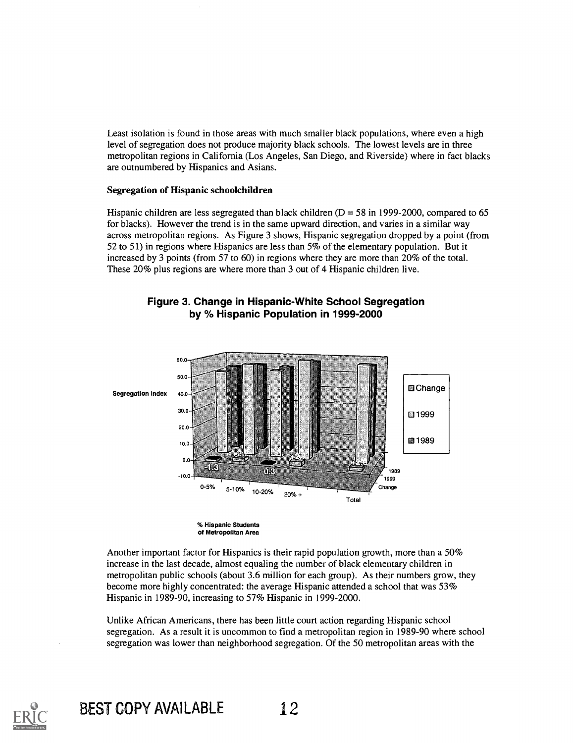Least isolation is found in those areas with much smaller black populations, where even a high level of segregation does not produce majority black schools. The lowest levels are in three metropolitan regions in California (Los Angeles, San Diego, and Riverside) where in fact blacks are outnumbered by Hispanics and Asians.

**Segregation of Hispanic schoolchildren**

Hispanic children are less segregated than black children (D = 58 in 1999-2000, compared to 65 for blacks). However the trend is in the same upward direction, and varies in a similar way across metropolitan regions. As Figure 3 shows, Hispanic segregation dropped by a point (from 52 to 51) in regions where Hispanics are less than 5% of the elementary population. But it increased by 3 points (from 57 to 60) in regions where they are more than 20% of the total. These 20% plus regions are where more than 3 out of 4 Hispanic children live.

**Figure 3. Change in Hispanic-White School Segregation by % Hispanic Population in 1999-2000**

Another important factor for Hispanics is their rapid population growth, more than a 50% increase in the last decade, almost equaling the number of black elementary children in metropolitan public schools (about 3.6 million for each group). As their numbers grow, they become more highly concentrated: the average Hispanic attended a school that was 53% Hispanic in 1989-90, increasing to 57% Hispanic in 1999-2000.

Unlike African Americans, there has been little court action regarding Hispanic school segregation. As a result it is uncommon to find a metropolitan region in 1989-90 where school segregation was lower than neighborhood segregation. Of the 50 metropolitan areas with the

BEST COPY AVAILABLE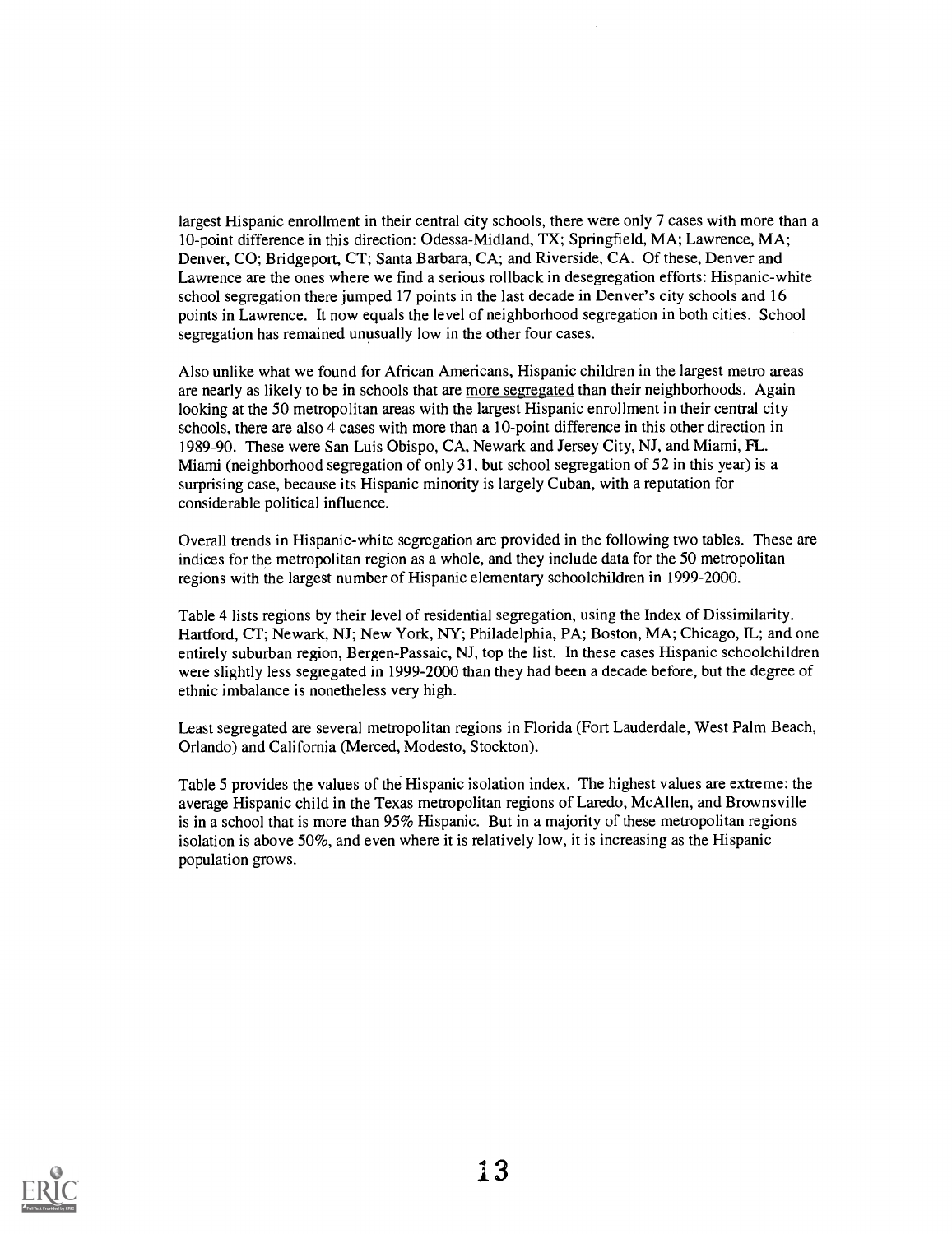largest Hispanic enrollment in their central city schools, there were only 7 cases with more than a 10-point difference in this direction: Odessa-Midland, TX; Springfield, MA; Lawrence, MA; Denver, CO; Bridgeport, CT; Santa Barbara, CA; and Riverside, CA. Of these, Denver and Lawrence are the ones where we find a serious rollback in desegregation efforts: Hispanic-white school segregation there jumped 17 points in the last decade in Denver's city schools and 16 points in Lawrence. It now equals the level of neighborhood segregation in both cities. School segregation has remained unusually low in the other four cases.

Also unlike what we found for African Americans, Hispanic children in the largest metro areas are nearly as likely to be in schools that are more segregated than their neighborhoods. Again looking at the 50 metropolitan areas with the largest Hispanic enrollment in their central city schools, there are also 4 cases with more than a 10-point difference in this other direction in 1989-90. These were San Luis Obispo, CA, Newark and Jersey City, NJ, and Miami, FL. Miami (neighborhood segregation of only 31, but school segregation of 52 in this year) is a surprising case, because its Hispanic minority is largely Cuban, with a reputation for considerable political influence.

Overall trends in Hispanic-white segregation are provided in the following two tables. These are indices for the metropolitan region as a whole, and they include data for the 50 metropolitan regions with the largest number of Hispanic elementary schoolchildren in 1999-2000.

Table 4 lists regions by their level of residential segregation, using the Index of Dissimilarity. Hartford, CT; Newark, NJ; New York, NY; Philadelphia, PA; Boston, MA; Chicago, IL; and one entirely suburban region, Bergen-Passaic, NJ, top the list. In these cases Hispanic schoolchildren were slightly less segregated in 1999-2000 than they had been a decade before, but the degree of ethnic imbalance is nonetheless very high.

Least segregated are several metropolitan regions in Florida (Fort Lauderdale, West Palm Beach, Orlando) and California (Merced, Modesto, Stockton).

Table 5 provides the values of the Hispanic isolation index. The highest values are extreme: the average Hispanic child in the Texas metropolitan regions of Laredo, McAllen, and Brownsville is in a school that is more than 95% Hispanic. But in a majority of these metropolitan regions isolation is above 50%, and even where it is relatively low, it is increasing as the Hispanic population grows.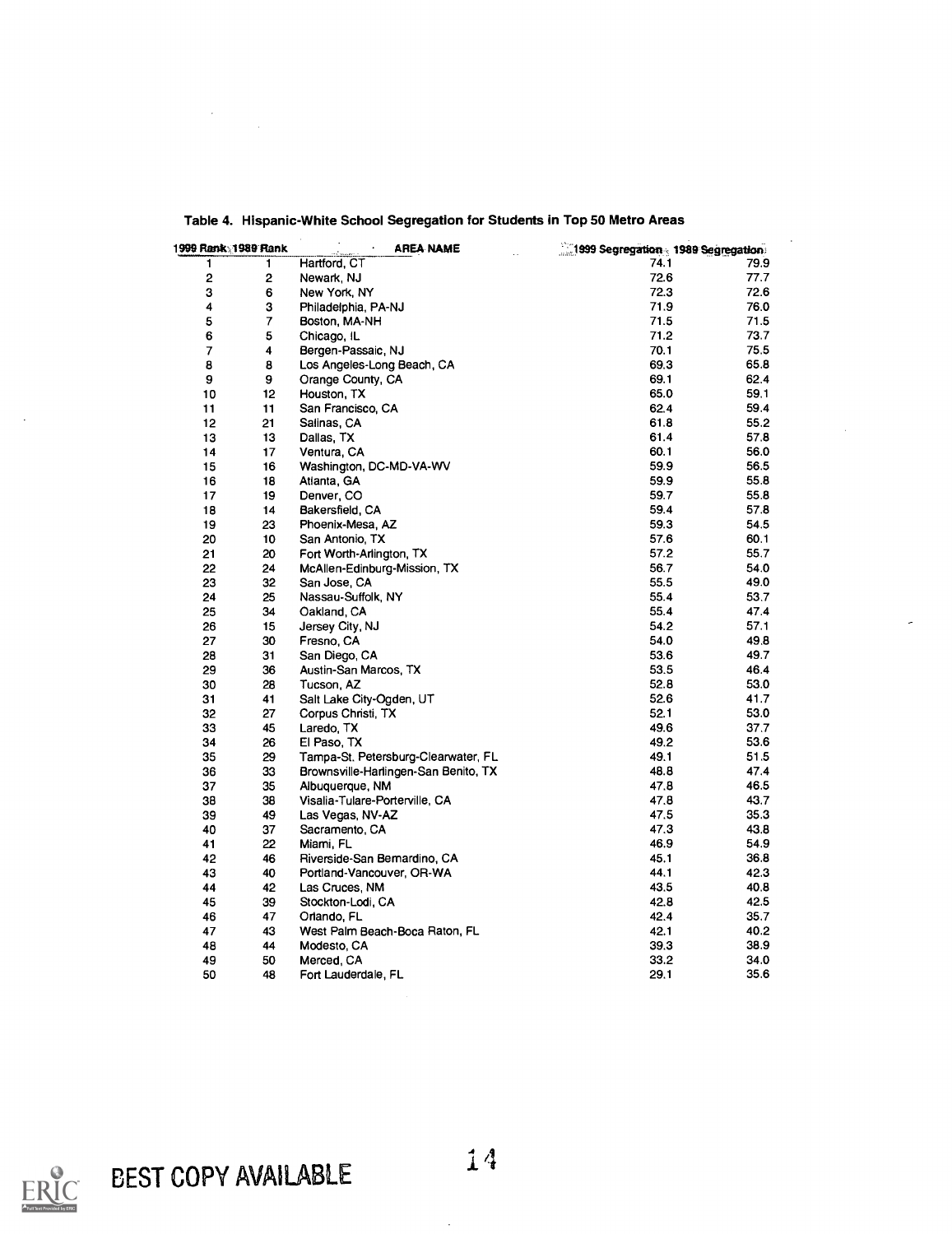### Table 4. Hispanic-White School Segregation for Students in Top 50 Metro Areas

| 1999 Rank | 1989 Rank | AREA NAME | 1999 Segregation | 1989 Segregation |
|---|---|---|---|---|
| 1 | 1 | Hartford, CT | 74.1 | 79.9 |
| 2 | 2 | Newark, NJ | 72.6 | 77.7 |
| 3 | 6 | New York, NY | 72.3 | 72.6 |
| 4 | 3 | Philadelphia, PA-NJ | 71.9 | 76.0 |
| 5 | 7 | Boston, MA-NH | 71.5 | 71.5 |
| 6 | 5 | Chicago, IL | 71.2 | 73.7 |
| 7 | 4 | Bergen-Passaic, NJ | 70.1 | 75.5 |
| 8 | 8 | Los Angeles-Long Beach, CA | 69.3 | 65.8 |
| 9 | 9 | Orange County, CA | 69.1 | 62.4 |
| 10 | 12 | Houston, TX | 65.0 | 59.1 |
| 11 | 11 | San Francisco, CA | 62.4 | 59.4 |
| 12 | 21 | Salinas, CA | 61.8 | 55.2 |
| 13 | 13 | Dallas, TX | 61.4 | 57.8 |
| 14 | 17 | Ventura, CA | 60.1 | 56.0 |
| 15 | 16 | Washington, DC-MD-VA-WV | 59.9 | 56.5 |
| 16 | 18 | Atlanta, GA | 59.9 | 55.8 |
| 17 | 19 | Denver, CO | 59.7 | 55.8 |
| 18 | 14 | Bakersfield, CA | 59.4 | 57.8 |
| 19 | 23 | Phoenix-Mesa, AZ | 59.3 | 54.5 |
| 20 | 10 | San Antonio, TX | 57.6 | 60.1 |
| 21 | 20 | Fort Worth-Arlington, TX | 57.2 | 55.7 |
| 22 | 24 | McAllen-Edinburg-Mission, TX | 56.7 | 54.0 |
| 23 | 32 | San Jose, CA | 55.5 | 49.0 |
| 24 | 25 | Nassau-Suffolk, NY | 55.4 | 53.7 |
| 25 | 34 | Oakland, CA | 55.4 | 47.4 |
| 26 | 15 | Jersey City, NJ | 54.2 | 57.1 |
| 27 | 30 | Fresno, CA | 54.0 | 49.8 |
| 28 | 31 | San Diego, CA | 53.6 | 49.7 |
| 29 | 36 | Austin-San Marcos, TX | 53.5 | 46.4 |
| 30 | 28 | Tucson, AZ | 52.8 | 53.0 |
| 31 | 41 | Salt Lake City-Ogden, UT | 52.6 | 41.7 |
| 32 | 27 | Corpus Christi, TX | 52.1 | 53.0 |
| 33 | 45 | Laredo, TX | 49.6 | 37.7 |
| 34 | 26 | El Paso, TX | 49.2 | 53.6 |
| 35 | 29 | Tampa-St. Petersburg-Clearwater, FL | 49.1 | 51.5 |
| 36 | 33 | Brownsville-Harlingen-San Benito, TX | 48.8 | 47.4 |
| 37 | 35 | Albuquerque, NM | 47.8 | 46.5 |
| 38 | 38 | Visalia-Tulare-Porterville, CA | 47.8 | 43.7 |
| 39 | 49 | Las Vegas, NV-AZ | 47.5 | 35.3 |
| 40 | 37 | Sacramento, CA | 47.3 | 43.8 |
| 41 | 22 | Miami, FL | 46.9 | 54.9 |
| 42 | 46 | Riverside-San Bernardino, CA | 45.1 | 36.8 |
| 43 | 40 | Portland-Vancouver, OR-WA | 44.1 | 42.3 |
| 44 | 42 | Las Cruces, NM | 43.5 | 40.8 |
| 45 | 39 | Stockton-Lodi, CA | 42.8 | 42.5 |
| 46 | 47 | Orlando, FL | 42.4 | 35.7 |
| 47 | 43 | West Palm Beach-Boca Raton, FL | 42.1 | 40.2 |
| 48 | 44 | Modesto, CA | 39.3 | 38.9 |
| 49 | 50 | Merced, CA | 33.2 | 34.0 |
| 50 | 48 | Fort Lauderdale, FL | 29.1 | 35.6 |

BEST COPY AVAILABLE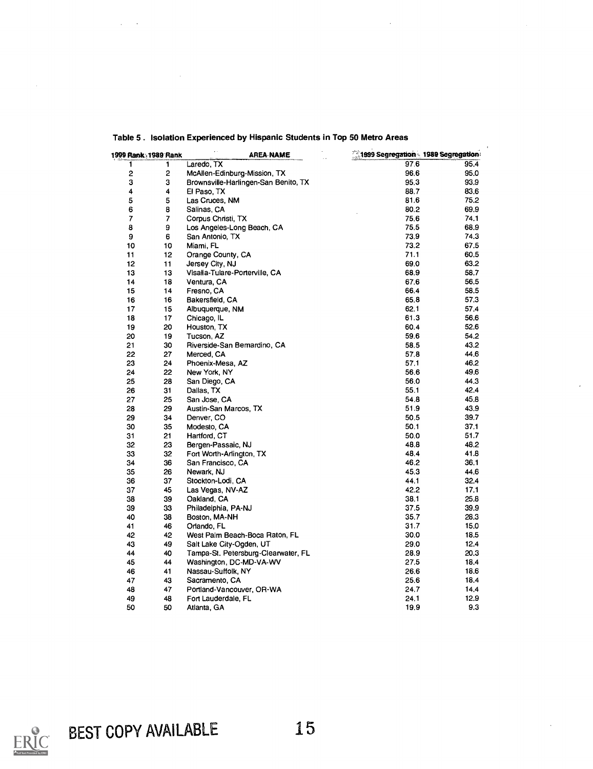**Table 5 . Isolation Experienced by Hispanic Students in Top 50 Metro Areas**

| 1999 Rank | 1989 Rank | AREA NAME | 1999 Segregation | 1989 Segregation |
|---|---|---|---|---|
| 1 | 1 | Laredo, TX | 97.6 | 95.4 |
| 2 | 2 | McAllen-Edinburg-Mission, TX | 96.6 | 95.0 |
| 3 | 3 | Brownsville-Harlingen-San Benito, TX | 95.3 | 93.9 |
| 4 | 4 | El Paso, TX | 88.7 | 83.6 |
| 5 | 5 | Las Cruces, NM | 81.6 | 75.2 |
| 6 | 8 | Salinas, CA | 80.2 | 69.9 |
| 7 | 7 | Corpus Christi, TX | 75.6 | 74.1 |
| 8 | 9 | Los Angeles-Long Beach, CA | 75.5 | 68.9 |
| 9 | 6 | San Antonio, TX | 73.9 | 74.3 |
| 10 | 10 | Miami, FL | 73.2 | 67.5 |
| 11 | 12 | Orange County, CA | 71.1 | 60.5 |
| 12 | 11 | Jersey City, NJ | 69.0 | 63.2 |
| 13 | 13 | Visalia-Tulare-Porterville, CA | 68.9 | 58.7 |
| 14 | 18 | Ventura, CA | 67.6 | 56.5 |
| 15 | 14 | Fresno, CA | 66.4 | 58.5 |
| 16 | 16 | Bakersfield, CA | 65.8 | 57.3 |
| 17 | 15 | Albuquerque, NM | 62.1 | 57.4 |
| 18 | 17 | Chicago, IL | 61.3 | 56.6 |
| 19 | 20 | Houston, TX | 60.4 | 52.6 |
| 20 | 19 | Tucson, AZ | 59.6 | 54.2 |
| 21 | 30 | Riverside-San Bernardino, CA | 58.5 | 43.2 |
| 22 | 27 | Merced, CA | 57.8 | 44.6 |
| 23 | 24 | Phoenix-Mesa, AZ | 57.1 | 46.2 |
| 24 | 22 | New York, NY | 56.6 | 49.6 |
| 25 | 28 | San Diego, CA | 56.0 | 44.3 |
| 26 | 31 | Dallas, TX | 55.1 | 42.4 |
| 27 | 25 | San Jose, CA | 54.8 | 45.8 |
| 28 | 29 | Austin-San Marcos, TX | 51.9 | 43.9 |
| 29 | 34 | Denver, CO | 50.5 | 39.7 |
| 30 | 35 | Modesto, CA | 50.1 | 37.1 |
| 31 | 21 | Hartford, CT | 50.0 | 51.7 |
| 32 | 23 | Bergen-Passaic, NJ | 48.8 | 48.2 |
| 33 | 32 | Fort Worth-Arlington, TX | 48.4 | 41.8 |
| 34 | 36 | San Francisco, CA | 46.2 | 36.1 |
| 35 | 26 | Newark, NJ | 45.3 | 44.6 |
| 36 | 37 | Stockton-Lodi, CA | 44.1 | 32.4 |
| 37 | 45 | Las Vegas, NV-AZ | 42.2 | 17.1 |
| 38 | 39 | Oakland, CA | 38.1 | 25.8 |
| 39 | 33 | Philadelphia, PA-NJ | 37.5 | 39.9 |
| 40 | 38 | Boston, MA-NH | 35.7 | 28.3 |
| 41 | 46 | Orlando, FL | 31.7 | 15.0 |
| 42 | 42 | West Palm Beach-Boca Raton, FL | 30.0 | 18.5 |
| 43 | 49 | Salt Lake City-Ogden, UT | 29.0 | 12.4 |
| 44 | 40 | Tampa-St. Petersburg-Clearwater, FL | 28.9 | 20.3 |
| 45 | 44 | Washington, DC-MD-VA-WV | 27.5 | 18.4 |
| 46 | 41 | Nassau-Suffolk, NY | 26.6 | 18.6 |
| 47 | 43 | Sacramento, CA | 25.6 | 18.4 |
| 48 | 47 | Portland-Vancouver, OR-WA | 24.7 | 14.4 |
| 49 | 48 | Fort Lauderdale, FL | 24.1 | 12.9 |
| 50 | 50 | Atlanta, GA | 19.9 | 9.3 |

BEST COPY AVAILABLE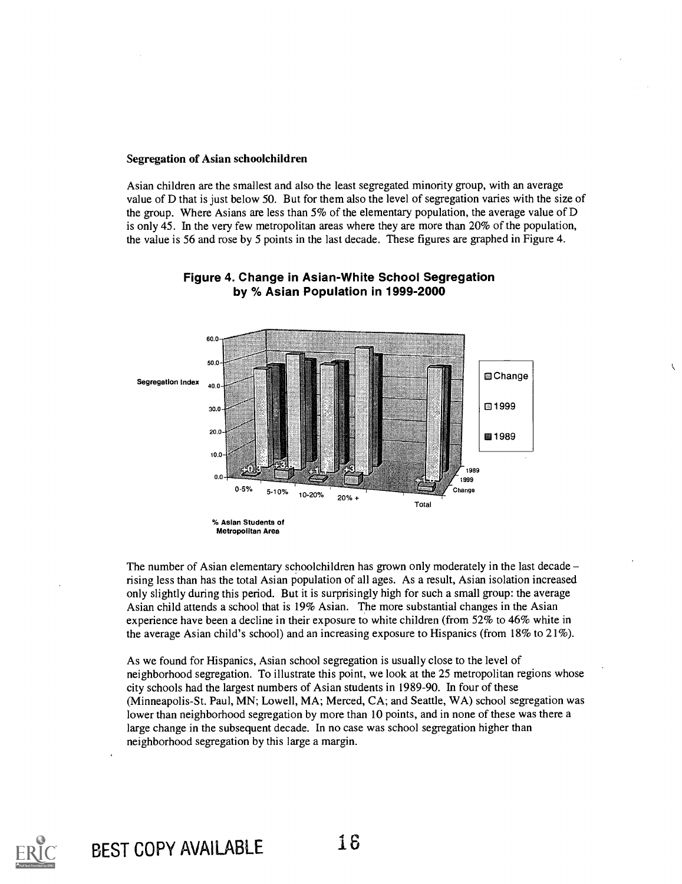### Segregation of Asian schoolchildren

Asian children are the smallest and also the least segregated minority group, with an average value of D that is just below 50. But for them also the level of segregation varies with the size of the group. Where Asians are less than 5% of the elementary population, the average value of D is only 45. In the very few metropolitan areas where they are more than 20% of the population, the value is 56 and rose by 5 points in the last decade. These figures are graphed in Figure 4.

**Figure 4. Change in Asian-White School Segregation by % Asian Population in 1999-2000**

The number of Asian elementary schoolchildren has grown only moderately in the last decade – rising less than has the total Asian population of all ages. As a result, Asian isolation increased only slightly during this period. But it is surprisingly high for such a small group: the average Asian child attends a school that is 19% Asian. The more substantial changes in the Asian experience have been a decline in their exposure to white children (from 52% to 46% white in the average Asian child's school) and an increasing exposure to Hispanics (from 18% to 21%).

As we found for Hispanics, Asian school segregation is usually close to the level of neighborhood segregation. To illustrate this point, we look at the 25 metropolitan regions whose city schools had the largest numbers of Asian students in 1989-90. In four of these (Minneapolis-St. Paul, MN; Lowell, MA; Merced, CA; and Seattle, WA) school segregation was lower than neighborhood segregation by more than 10 points, and in none of these was there a large change in the subsequent decade. In no case was school segregation higher than neighborhood segregation by this large a margin.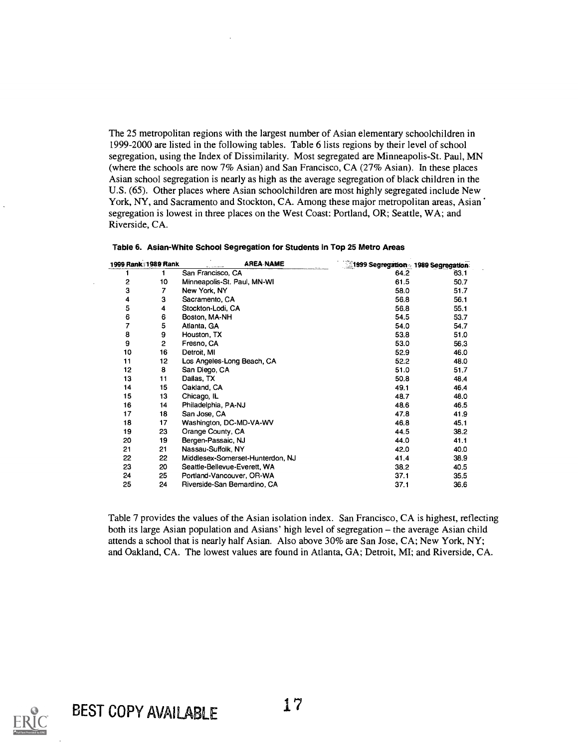The 25 metropolitan regions with the largest number of Asian elementary schoolchildren in 1999-2000 are listed in the following tables. Table 6 lists regions by their level of school segregation, using the Index of Dissimilarity. Most segregated are Minneapolis-St. Paul, MN (where the schools are now 7% Asian) and San Francisco, CA (27% Asian). In these places Asian school segregation is nearly as high as the average segregation of black children in the U.S. (65). Other places where Asian schoolchildren are most highly segregated include New York, NY, and Sacramento and Stockton, CA. Among these major metropolitan areas, Asian segregation is lowest in three places on the West Coast: Portland, OR; Seattle, WA; and Riverside, CA.

**Table 6. Asian-White School Segregation for Students in Top 25 Metro Areas**

| 1999 Rank | 1989 Rank | AREA NAME | 1999 Segregation | 1989 Segregation |
|---|---|---|---|---|
| 1 | 1 | San Francisco, CA | 64.2 | 63.1 |
| 2 | 10 | Minneapolis-St. Paul, MN-WI | 61.5 | 50.7 |
| 3 | 7 | New York, NY | 58.0 | 51.7 |
| 4 | 3 | Sacramento, CA | 56.8 | 56.1 |
| 5 | 4 | Stockton-Lodi, CA | 56.8 | 55.1 |
| 6 | 6 | Boston, MA-NH | 54.5 | 53.7 |
| 7 | 5 | Atlanta, GA | 54.0 | 54.7 |
| 8 | 9 | Houston, TX | 53.8 | 51.0 |
| 9 | 2 | Fresno, CA | 53.0 | 56.3 |
| 10 | 16 | Detroit, MI | 52.9 | 46.0 |
| 11 | 12 | Los Angeles-Long Beach, CA | 52.2 | 48.0 |
| 12 | 8 | San Diego, CA | 51.0 | 51.7 |
| 13 | 11 | Dallas, TX | 50.8 | 48.4 |
| 14 | 15 | Oakland, CA | 49.1 | 46.4 |
| 15 | 13 | Chicago, IL | 48.7 | 48.0 |
| 16 | 14 | Philadelphia, PA-NJ | 48.6 | 46.5 |
| 17 | 18 | San Jose, CA | 47.8 | 41.9 |
| 18 | 17 | Washington, DC-MD-VA-WV | 46.8 | 45.1 |
| 19 | 23 | Orange County, CA | 44.5 | 38.2 |
| 20 | 19 | Bergen-Passaic, NJ | 44.0 | 41.1 |
| 21 | 21 | Nassau-Suffolk, NY | 42.0 | 40.0 |
| 22 | 22 | Middlesex-Somerset-Hunterdon, NJ | 41.4 | 38.9 |
| 23 | 20 | Seattle-Bellevue-Everett, WA | 38.2 | 40.5 |
| 24 | 25 | Portland-Vancouver, OR-WA | 37.1 | 35.5 |
| 25 | 24 | Riverside-San Bernardino, CA | 37.1 | 36.6 |

Table 7 provides the values of the Asian isolation index. San Francisco, CA is highest, reflecting both its large Asian population and Asians' high level of segregation – the average Asian child attends a school that is nearly half Asian. Also above 30% are San Jose, CA; New York, NY; and Oakland, CA. The lowest values are found in Atlanta, GA; Detroit, MI; and Riverside, CA.

BEST COPY AVAILABLE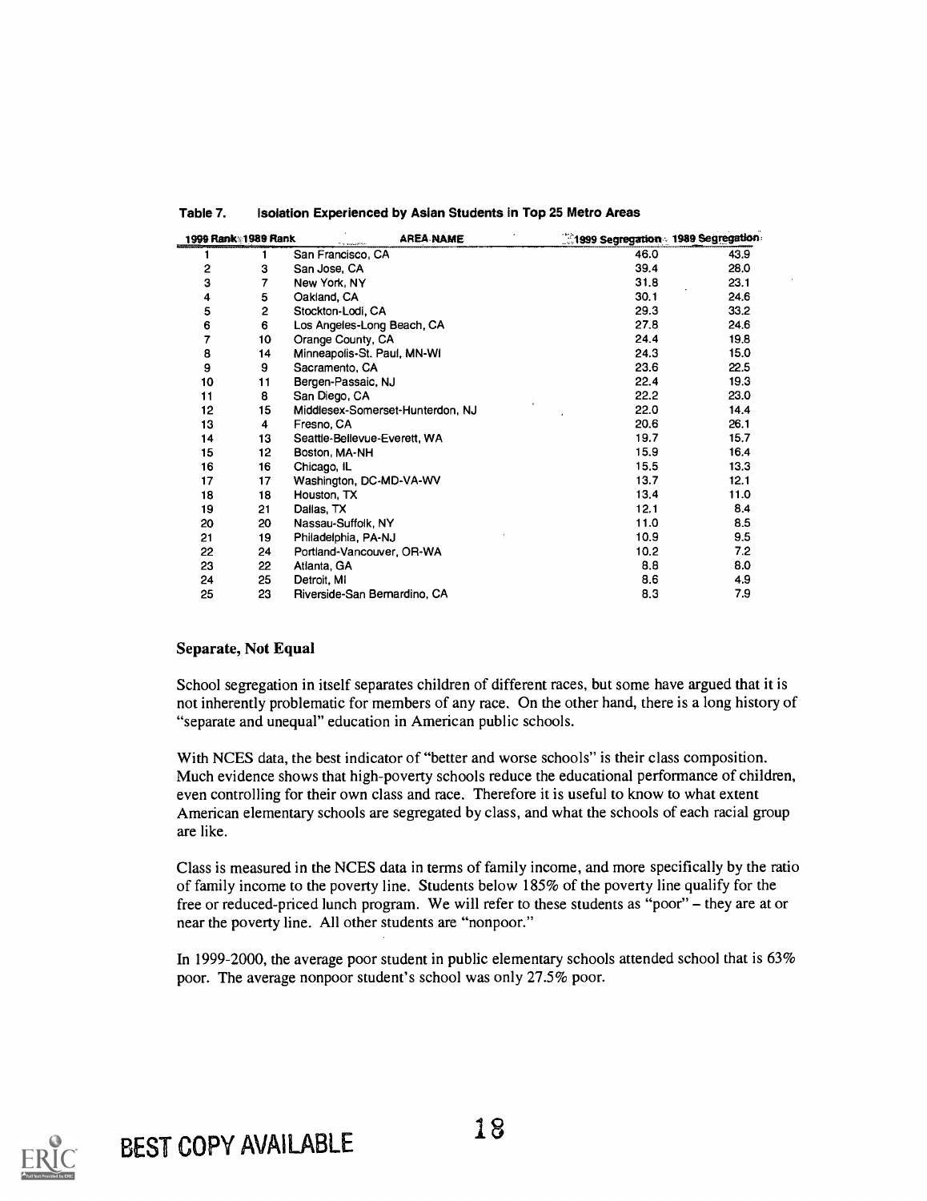Table 7. Isolation Experienced by Asian Students in Top 25 Metro Areas

| 1999 Rank | 1989 Rank | AREA NAME | 1999 Segregation | 1989 Segregation |
|---|---|---|---|---|
| 1 | 1 | San Francisco, CA | 46.0 | 43.9 |
| 2 | 3 | San Jose, CA | 39.4 | 28.0 |
| 3 | 7 | New York, NY | 31.8 | 23.1 |
| 4 | 5 | Oakland, CA | 30.1 | 24.6 |
| 5 | 2 | Stockton-Lodi, CA | 29.3 | 33.2 |
| 6 | 6 | Los Angeles-Long Beach, CA | 27.8 | 24.6 |
| 7 | 10 | Orange County, CA | 24.4 | 19.8 |
| 8 | 14 | Minneapolis-St. Paul, MN-WI | 24.3 | 15.0 |
| 9 | 9 | Sacramento, CA | 23.6 | 22.5 |
| 10 | 11 | Bergen-Passaic, NJ | 22.4 | 19.3 |
| 11 | 8 | San Diego, CA | 22.2 | 23.0 |
| 12 | 15 | Middlesex-Somerset-Hunterdon, NJ | 22.0 | 14.4 |
| 13 | 4 | Fresno, CA | 20.6 | 26.1 |
| 14 | 13 | Seattle-Bellevue-Everett, WA | 19.7 | 15.7 |
| 15 | 12 | Boston, MA-NH | 15.9 | 16.4 |
| 16 | 16 | Chicago, IL | 15.5 | 13.3 |
| 17 | 17 | Washington, DC-MD-VA-WV | 13.7 | 12.1 |
| 18 | 18 | Houston, TX | 13.4 | 11.0 |
| 19 | 21 | Dallas, TX | 12.1 | 8.4 |
| 20 | 20 | Nassau-Suffolk, NY | 11.0 | 8.5 |
| 21 | 19 | Philadelphia, PA-NJ | 10.9 | 9.5 |
| 22 | 24 | Portland-Vancouver, OR-WA | 10.2 | 7.2 |
| 23 | 22 | Atlanta, GA | 8.8 | 8.0 |
| 24 | 25 | Detroit, MI | 8.6 | 4.9 |
| 25 | 23 | Riverside-San Bernardino, CA | 8.3 | 7.9 |

### Separate, Not Equal

School segregation in itself separates children of different races, but some have argued that it is not inherently problematic for members of any race. On the other hand, there is a long history of "separate and unequal" education in American public schools.

With NCES data, the best indicator of "better and worse schools" is their class composition. Much evidence shows that high-poverty schools reduce the educational performance of children, even controlling for their own class and race. Therefore it is useful to know to what extent American elementary schools are segregated by class, and what the schools of each racial group are like.

Class is measured in the NCES data in terms of family income, and more specifically by the ratio of family income to the poverty line. Students below 185% of the poverty line qualify for the free or reduced-priced lunch program. We will refer to these students as "poor" – they are at or near the poverty line. All other students are "nonpoor."

In 1999-2000, the average poor student in public elementary schools attended school that is 63% poor. The average nonpoor student's school was only 27.5% poor.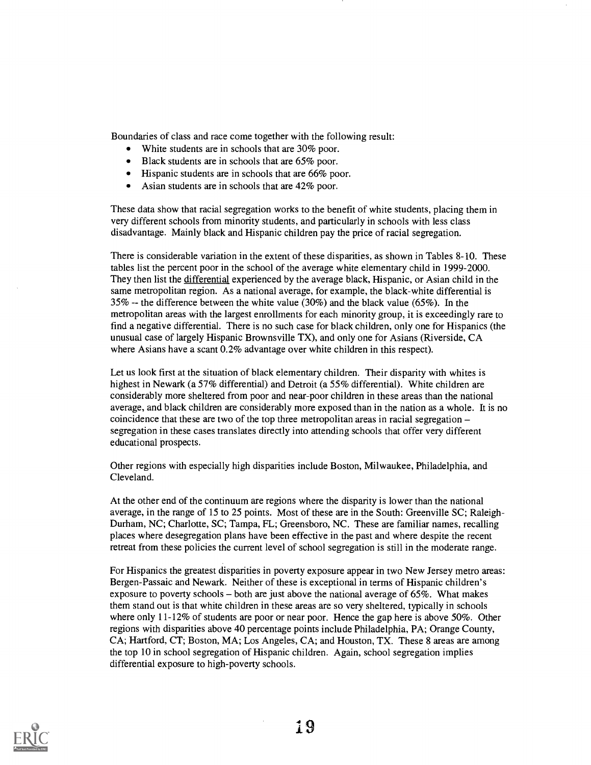Boundaries of class and race come together with the following result:

- White students are in schools that are 30% poor.
- Black students are in schools that are 65% poor.
- Hispanic students are in schools that are 66% poor.
- Asian students are in schools that are 42% poor.

These data show that racial segregation works to the benefit of white students, placing them in very different schools from minority students, and particularly in schools with less class disadvantage. Mainly black and Hispanic children pay the price of racial segregation.

There is considerable variation in the extent of these disparities, as shown in Tables 8-10. These tables list the percent poor in the school of the average white elementary child in 1999-2000. They then list the differential experienced by the average black, Hispanic, or Asian child in the same metropolitan region. As a national average, for example, the black-white differential is 35% -- the difference between the white value (30%) and the black value (65%). In the metropolitan areas with the largest enrollments for each minority group, it is exceedingly rare to find a negative differential. There is no such case for black children, only one for Hispanics (the unusual case of largely Hispanic Brownsville TX), and only one for Asians (Riverside, CA where Asians have a scant 0.2% advantage over white children in this respect).

Let us look first at the situation of black elementary children. Their disparity with whites is highest in Newark (a 57% differential) and Detroit (a 55% differential). White children are considerably more sheltered from poor and near-poor children in these areas than the national average, and black children are considerably more exposed than in the nation as a whole. It is no coincidence that these are two of the top three metropolitan areas in racial segregation – segregation in these cases translates directly into attending schools that offer very different educational prospects.

Other regions with especially high disparities include Boston, Milwaukee, Philadelphia, and Cleveland.

At the other end of the continuum are regions where the disparity is lower than the national average, in the range of 15 to 25 points. Most of these are in the South: Greenville SC; Raleigh-Durham, NC; Charlotte, SC; Tampa, FL; Greensboro, NC. These are familiar names, recalling places where desegregation plans have been effective in the past and where despite the recent retreat from these policies the current level of school segregation is still in the moderate range.

For Hispanics the greatest disparities in poverty exposure appear in two New Jersey metro areas: Bergen-Passaic and Newark. Neither of these is exceptional in terms of Hispanic children's exposure to poverty schools – both are just above the national average of 65%. What makes them stand out is that white children in these areas are so very sheltered, typically in schools where only 11-12% of students are poor or near poor. Hence the gap here is above 50%. Other regions with disparities above 40 percentage points include Philadelphia, PA; Orange County, CA; Hartford, CT; Boston, MA; Los Angeles, CA; and Houston, TX. These 8 areas are among the top 10 in school segregation of Hispanic children. Again, school segregation implies differential exposure to high-poverty schools.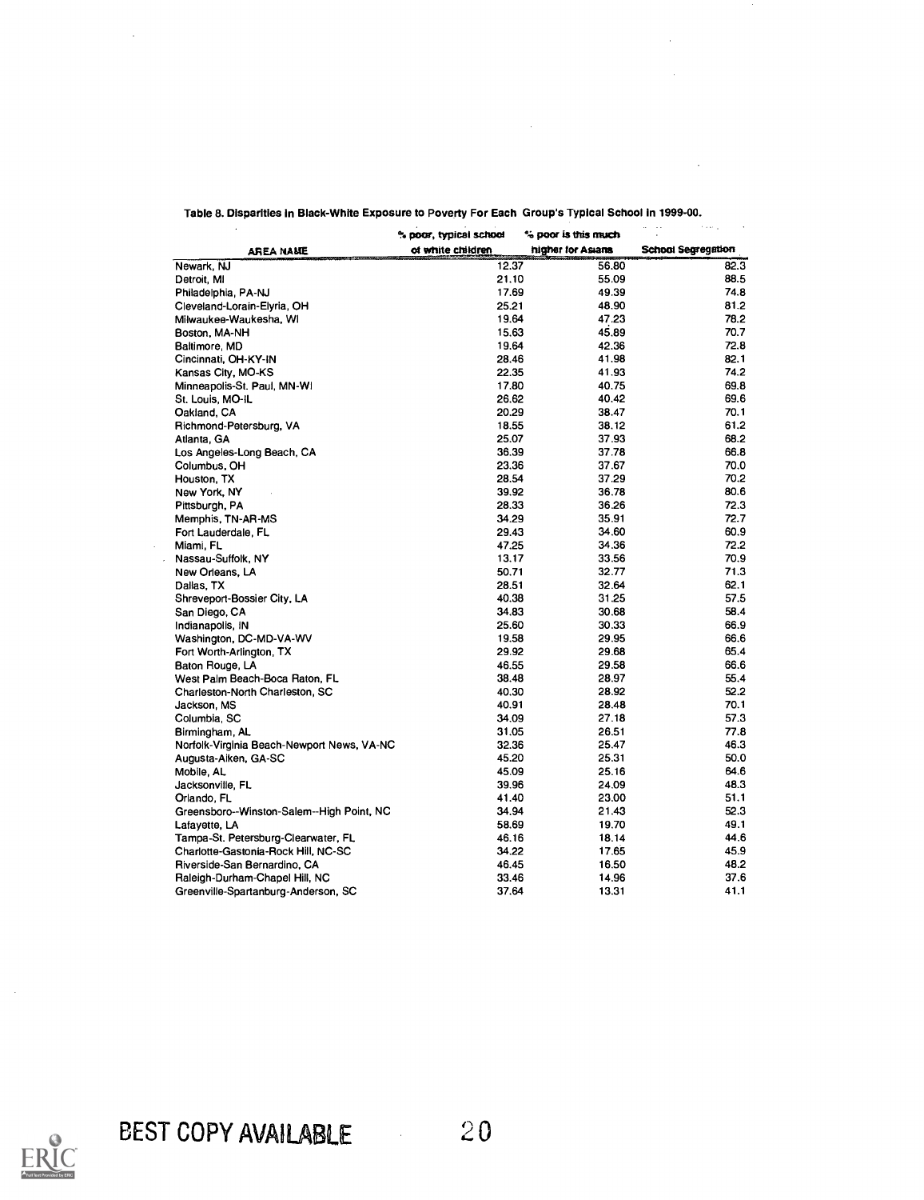Table 8. Disparities in Black-White Exposure to Poverty For Each Group's Typical School in 1999-00.

| AREA NAME | % poor, typical school of white children | % poor is this much higher for Asians | School Segregation |
|---|---|---|---|
| Newark, NJ | 12.37 | 56.80 | 82.3 |
| Detroit, MI | 21.10 | 55.09 | 88.5 |
| Philadelphia, PA-NJ | 17.69 | 49.39 | 74.8 |
| Cleveland-Lorain-Elyria, OH | 25.21 | 48.90 | 81.2 |
| Milwaukee-Waukesha, WI | 19.64 | 47.23 | 78.2 |
| Boston, MA-NH | 15.63 | 45.89 | 70.7 |
| Baltimore, MD | 19.64 | 42.36 | 72.8 |
| Cincinnati, OH-KY-IN | 28.46 | 41.98 | 82.1 |
| Kansas City, MO-KS | 22.35 | 41.93 | 74.2 |
| Minneapolis-St. Paul, MN-WI | 17.80 | 40.75 | 69.8 |
| St. Louis, MO-IL | 26.62 | 40.42 | 69.6 |
| Oakland, CA | 20.29 | 38.47 | 70.1 |
| Richmond-Petersburg, VA | 18.55 | 38.12 | 61.2 |
| Atlanta, GA | 25.07 | 37.93 | 68.2 |
| Los Angeles-Long Beach, CA | 36.39 | 37.78 | 66.8 |
| Columbus, OH | 23.36 | 37.67 | 70.0 |
| Houston, TX | 28.54 | 37.29 | 70.2 |
| New York, NY | 39.92 | 36.78 | 80.6 |
| Pittsburgh, PA | 28.33 | 36.26 | 72.3 |
| Memphis, TN-AR-MS | 34.29 | 35.91 | 72.7 |
| Fort Lauderdale, FL | 29.43 | 34.60 | 60.9 |
| Miami, FL | 47.25 | 34.36 | 72.2 |
| Nassau-Suffolk, NY | 13.17 | 33.56 | 70.9 |
| New Orleans, LA | 50.71 | 32.77 | 71.3 |
| Dallas, TX | 28.51 | 32.64 | 62.1 |
| Shreveport-Bossier City, LA | 40.38 | 31.25 | 57.5 |
| San Diego, CA | 34.83 | 30.68 | 58.4 |
| Indianapolis, IN | 25.60 | 30.33 | 66.9 |
| Washington, DC-MD-VA-WV | 19.58 | 29.95 | 66.6 |
| Fort Worth-Arlington, TX | 29.92 | 29.68 | 65.4 |
| Baton Rouge, LA | 46.55 | 29.58 | 66.6 |
| West Palm Beach-Boca Raton, FL | 38.48 | 28.97 | 55.4 |
| Charleston-North Charleston, SC | 40.30 | 28.92 | 52.2 |
| Jackson, MS | 40.91 | 28.48 | 70.1 |
| Columbia, SC | 34.09 | 27.18 | 57.3 |
| Birmingham, AL | 31.05 | 26.51 | 77.8 |
| Norfolk-Virginia Beach-Newport News, VA-NC | 32.36 | 25.47 | 46.3 |
| Augusta-Aiken, GA-SC | 45.20 | 25.31 | 50.0 |
| Mobile, AL | 45.09 | 25.16 | 64.6 |
| Jacksonville, FL | 39.96 | 24.09 | 48.3 |
| Orlando, FL | 41.40 | 23.00 | 51.1 |
| Greensboro--Winston-Salem--High Point, NC | 34.94 | 21.43 | 52.3 |
| Lafayette, LA | 58.69 | 19.70 | 49.1 |
| Tampa-St. Petersburg-Clearwater, FL | 46.16 | 18.14 | 44.6 |
| Charlotte-Gastonia-Rock Hill, NC-SC | 34.22 | 17.65 | 45.9 |
| Riverside-San Bernardino, CA | 46.45 | 16.50 | 48.2 |
| Raleigh-Durham-Chapel Hill, NC | 33.46 | 14.96 | 37.6 |
| Greenville-Spartanburg-Anderson, SC | 37.64 | 13.31 | 41.1 |

BEST COPY AVAILABLE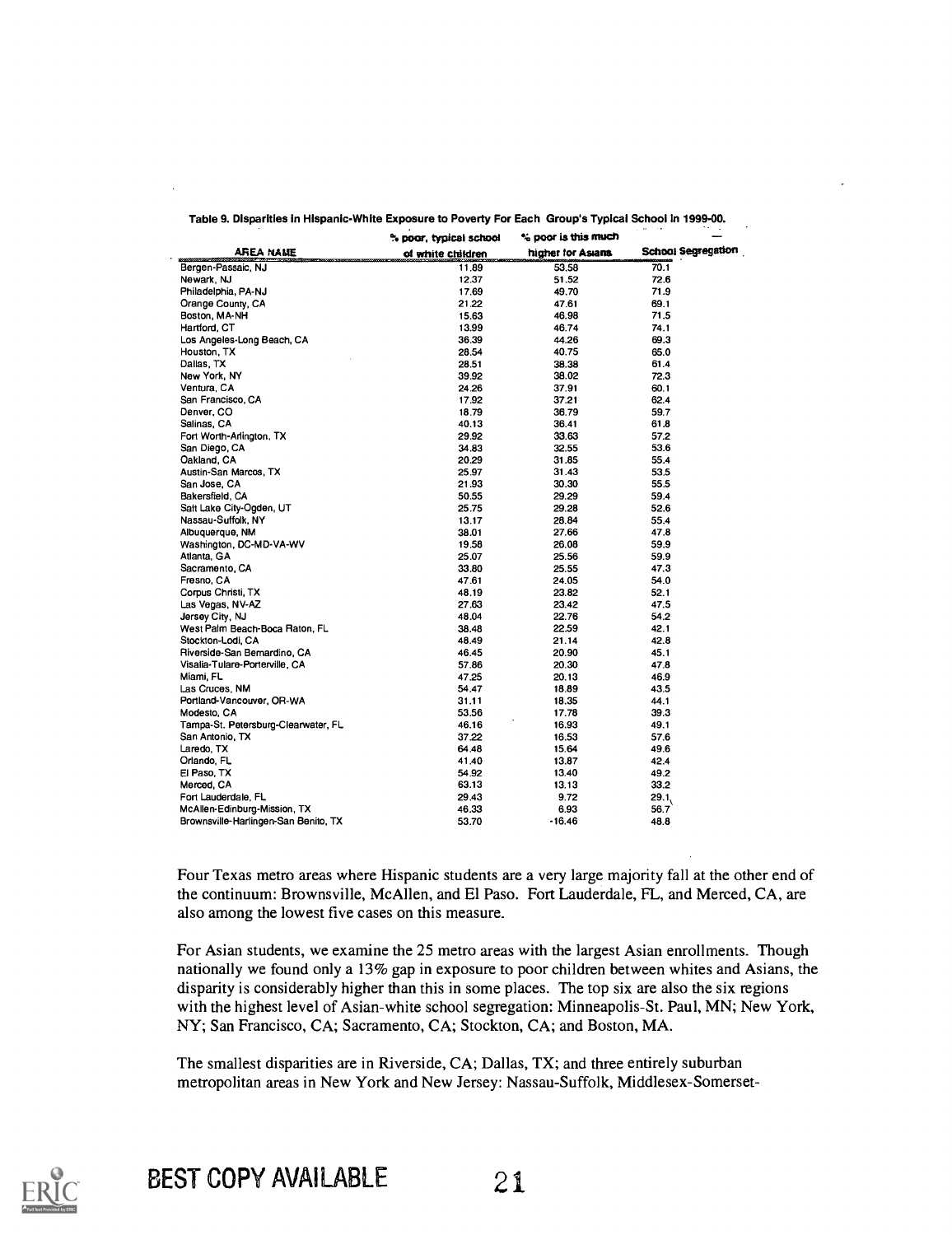Table 9. Disparities in Hispanic-White Exposure to Poverty For Each Group's Typical School in 1999-00.

| AREA NAME | % poor, typical school of white children | % poor is this much higher for Asians | School Segregation |
|---|---|---|---|
| Bergen-Passaic, NJ | 11.89 | 53.58 | 70.1 |
| Newark, NJ | 12.37 | 51.52 | 72.6 |
| Philadelphia, PA-NJ | 17.69 | 49.70 | 71.9 |
| Orange County, CA | 21.22 | 47.61 | 69.1 |
| Boston, MA-NH | 15.63 | 46.98 | 71.5 |
| Hartford, CT | 13.99 | 46.74 | 74.1 |
| Los Angeles-Long Beach, CA | 36.39 | 44.26 | 69.3 |
| Houston, TX | 28.54 | 40.75 | 65.0 |
| Dallas, TX | 28.51 | 38.38 | 61.4 |
| New York, NY | 39.92 | 38.02 | 72.3 |
| Ventura, CA | 24.26 | 37.91 | 60.1 |
| San Francisco, CA | 17.92 | 37.21 | 62.4 |
| Denver, CO | 18.79 | 36.79 | 59.7 |
| Salinas, CA | 40.13 | 36.41 | 61.8 |
| Fort Worth-Arlington, TX | 29.92 | 33.63 | 57.2 |
| San Diego, CA | 34.83 | 32.55 | 53.6 |
| Oakland, CA | 20.29 | 31.85 | 55.4 |
| Austin-San Marcos, TX | 25.97 | 31.43 | 53.5 |
| San Jose, CA | 21.93 | 30.30 | 55.5 |
| Bakersfield, CA | 50.55 | 29.29 | 59.4 |
| Salt Lake City-Ogden, UT | 25.75 | 29.28 | 52.6 |
| Nassau-Suffolk, NY | 13.17 | 28.84 | 55.4 |
| Albuquerque, NM | 38.01 | 27.66 | 47.8 |
| Washington, DC-MD-VA-WV | 19.58 | 26.08 | 59.9 |
| Atlanta, GA | 25.07 | 25.56 | 59.9 |
| Sacramento, CA | 33.80 | 25.55 | 47.3 |
| Fresno, CA | 47.61 | 24.05 | 54.0 |
| Corpus Christi, TX | 48.19 | 23.82 | 52.1 |
| Las Vegas, NV-AZ | 27.63 | 23.42 | 47.5 |
| Jersey City, NJ | 48.04 | 22.76 | 54.2 |
| West Palm Beach-Boca Raton, FL | 38.48 | 22.59 | 42.1 |
| Stockton-Lodi, CA | 48.49 | 21.14 | 42.8 |
| Riverside-San Bernardino, CA | 46.45 | 20.90 | 45.1 |
| Visalia-Tulare-Porterville, CA | 57.86 | 20.30 | 47.8 |
| Miami, FL | 47.25 | 20.13 | 46.9 |
| Las Cruces, NM | 54.47 | 18.89 | 43.5 |
| Portland-Vancouver, OR-WA | 31.11 | 18.35 | 44.1 |
| Modesto, CA | 53.56 | 17.78 | 39.3 |
| Tampa-St. Petersburg-Clearwater, FL | 46.16 | 16.93 | 49.1 |
| San Antonio, TX | 37.22 | 16.53 | 57.6 |
| Laredo, TX | 64.48 | 15.64 | 49.6 |
| Orlando, FL | 41.40 | 13.87 | 42.4 |
| El Paso, TX | 54.92 | 13.40 | 49.2 |
| Merced, CA | 63.13 | 13.13 | 33.2 |
| Fort Lauderdale, FL | 29.43 | 9.72 | 29.1 |
| McAllen-Edinburg-Mission, TX | 46.33 | 6.93 | 56.7 |
| Brownsville-Harlingen-San Benito, TX | 53.70 | -16.46 | 48.8 |

Four Texas metro areas where Hispanic students are a very large majority fall at the other end of the continuum: Brownsville, McAllen, and El Paso. Fort Lauderdale, FL, and Merced, CA, are also among the lowest five cases on this measure.

For Asian students, we examine the 25 metro areas with the largest Asian enrollments. Though nationally we found only a 13% gap in exposure to poor children between whites and Asians, the disparity is considerably higher than this in some places. The top six are also the six regions with the highest level of Asian-white school segregation: Minneapolis-St. Paul, MN; New York, NY; San Francisco, CA; Sacramento, CA; Stockton, CA; and Boston, MA.

The smallest disparities are in Riverside, CA; Dallas, TX; and three entirely suburban metropolitan areas in New York and New Jersey: Nassau-Suffolk, Middlesex-Somerset-

BEST COPY AVAILABLE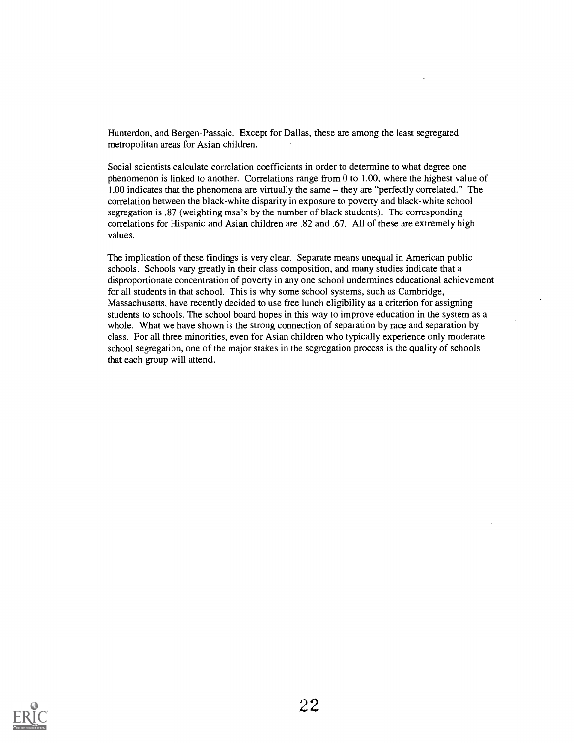Hunterdon, and Bergen-Passaic. Except for Dallas, these are among the least segregated metropolitan areas for Asian children.

Social scientists calculate correlation coefficients in order to determine to what degree one phenomenon is linked to another. Correlations range from 0 to 1.00, where the highest value of 1.00 indicates that the phenomena are virtually the same – they are "perfectly correlated." The correlation between the black-white disparity in exposure to poverty and black-white school segregation is .87 (weighting msa's by the number of black students). The corresponding correlations for Hispanic and Asian children are .82 and .67. All of these are extremely high values.

The implication of these findings is very clear. Separate means unequal in American public schools. Schools vary greatly in their class composition, and many studies indicate that a disproportionate concentration of poverty in any one school undermines educational achievement for all students in that school. This is why some school systems, such as Cambridge, Massachusetts, have recently decided to use free lunch eligibility as a criterion for assigning students to schools. The school board hopes in this way to improve education in the system as a whole. What we have shown is the strong connection of separation by race and separation by class. For all three minorities, even for Asian children who typically experience only moderate school segregation, one of the major stakes in the segregation process is the quality of schools that each group will attend.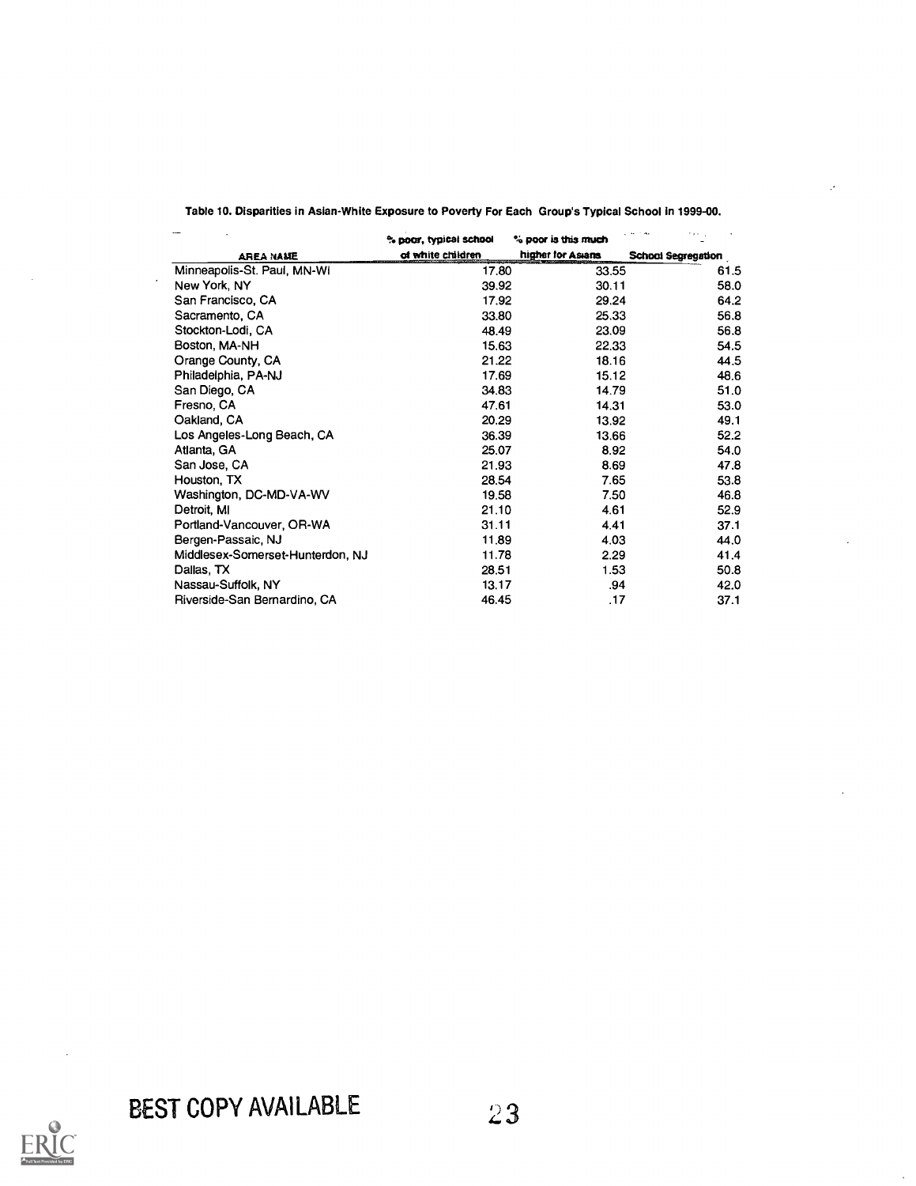Table 10. Disparities in Asian-White Exposure to Poverty For Each Group's Typical School in 1999-00.

| AREA NAME | % poor, typical school of white children | % poor is this much higher for Asians | School Segregation |
|---|---|---|---|
| Minneapolis-St. Paul, MN-WI | 17.80 | 33.55 | 61.5 |
| New York, NY | 39.92 | 30.11 | 58.0 |
| San Francisco, CA | 17.92 | 29.24 | 64.2 |
| Sacramento, CA | 33.80 | 25.33 | 56.8 |
| Stockton-Lodi, CA | 48.49 | 23.09 | 56.8 |
| Boston, MA-NH | 15.63 | 22.33 | 54.5 |
| Orange County, CA | 21.22 | 18.16 | 44.5 |
| Philadelphia, PA-NJ | 17.69 | 15.12 | 48.6 |
| San Diego, CA | 34.83 | 14.79 | 51.0 |
| Fresno, CA | 47.61 | 14.31 | 53.0 |
| Oakland, CA | 20.29 | 13.92 | 49.1 |
| Los Angeles-Long Beach, CA | 36.39 | 13.66 | 52.2 |
| Atlanta, GA | 25.07 | 8.92 | 54.0 |
| San Jose, CA | 21.93 | 8.69 | 47.8 |
| Houston, TX | 28.54 | 7.65 | 53.8 |
| Washington, DC-MD-VA-WV | 19.58 | 7.50 | 46.8 |
| Detroit, MI | 21.10 | 4.61 | 52.9 |
| Portland-Vancouver, OR-WA | 31.11 | 4.41 | 37.1 |
| Bergen-Passaic, NJ | 11.89 | 4.03 | 44.0 |
| Middlesex-Somerset-Hunterdon, NJ | 11.78 | 2.29 | 41.4 |
| Dallas, TX | 28.51 | 1.53 | 50.8 |
| Nassau-Suffolk, NY | 13.17 | .94 | 42.0 |
| Riverside-San Bernardino, CA | 46.45 | .17 | 37.1 |

BEST COPY AVAILABLE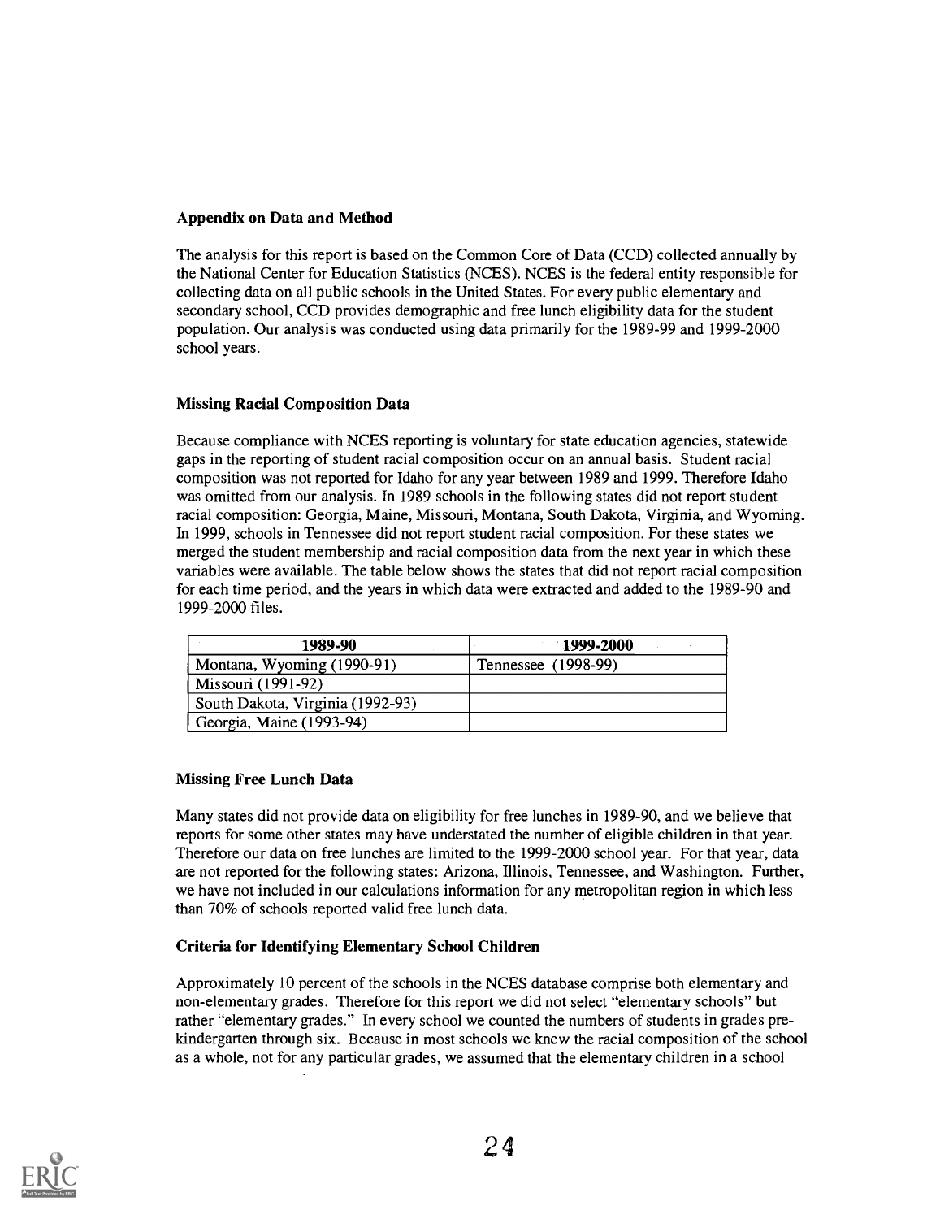**Appendix on Data and Method**

The analysis for this report is based on the Common Core of Data (CCD) collected annually by the National Center for Education Statistics (NCES). NCES is the federal entity responsible for collecting data on all public schools in the United States. For every public elementary and secondary school, CCD provides demographic and free lunch eligibility data for the student population. Our analysis was conducted using data primarily for the 1989-99 and 1999-2000 school years.

**Missing Racial Composition Data**

Because compliance with NCES reporting is voluntary for state education agencies, statewide gaps in the reporting of student racial composition occur on an annual basis. Student racial composition was not reported for Idaho for any year between 1989 and 1999. Therefore Idaho was omitted from our analysis. In 1989 schools in the following states did not report student racial composition: Georgia, Maine, Missouri, Montana, South Dakota, Virginia, and Wyoming. In 1999, schools in Tennessee did not report student racial composition. For these states we merged the student membership and racial composition data from the next year in which these variables were available. The table below shows the states that did not report racial composition for each time period, and the years in which data were extracted and added to the 1989-90 and 1999-2000 files.

| 1989-90 | 1999-2000 |
|---|---|
| Montana, Wyoming (1990-91) | Tennessee (1998-99) |
| Missouri (1991-92) | |
| South Dakota, Virginia (1992-93) | |
| Georgia, Maine (1993-94) | |

**Missing Free Lunch Data**

Many states did not provide data on eligibility for free lunches in 1989-90, and we believe that reports for some other states may have understated the number of eligible children in that year. Therefore our data on free lunches are limited to the 1999-2000 school year. For that year, data are not reported for the following states: Arizona, Illinois, Tennessee, and Washington. Further, we have not included in our calculations information for any metropolitan region in which less than 70% of schools reported valid free lunch data.

**Criteria for Identifying Elementary School Children**

Approximately 10 percent of the schools in the NCES database comprise both elementary and non-elementary grades. Therefore for this report we did not select "elementary schools" but rather "elementary grades." In every school we counted the numbers of students in grades pre-kindergarten through six. Because in most schools we knew the racial composition of the school as a whole, not for any particular grades, we assumed that the elementary children in a school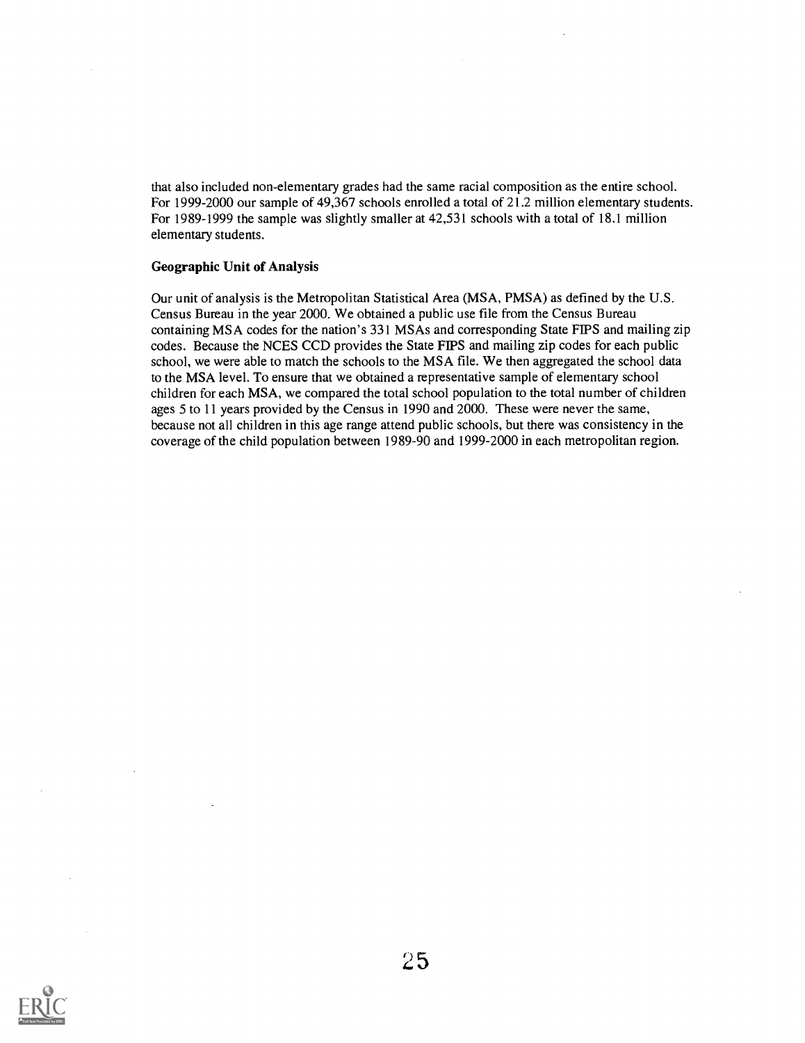that also included non-elementary grades had the same racial composition as the entire school. For 1999-2000 our sample of 49,367 schools enrolled a total of 21.2 million elementary students. For 1989-1999 the sample was slightly smaller at 42,531 schools with a total of 18.1 million elementary students.

**Geographic Unit of Analysis**

Our unit of analysis is the Metropolitan Statistical Area (MSA, PMSA) as defined by the U.S. Census Bureau in the year 2000. We obtained a public use file from the Census Bureau containing MSA codes for the nation's 331 MSAs and corresponding State FIPS and mailing zip codes. Because the NCES CCD provides the State FIPS and mailing zip codes for each public school, we were able to match the schools to the MSA file. We then aggregated the school data to the MSA level. To ensure that we obtained a representative sample of elementary school children for each MSA, we compared the total school population to the total number of children ages 5 to 11 years provided by the Census in 1990 and 2000. These were never the same, because not all children in this age range attend public schools, but there was consistency in the coverage of the child population between 1989-90 and 1999-2000 in each metropolitan region.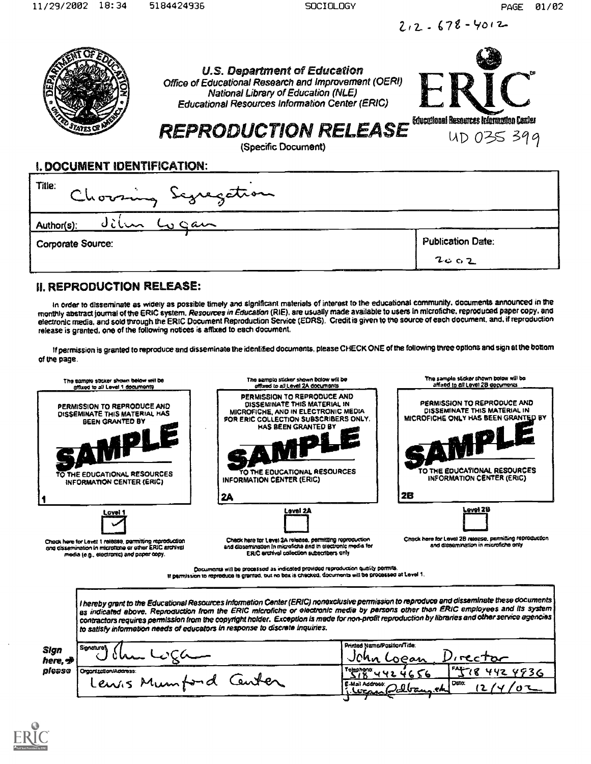212-678-4012

U.S. Department of Education
Office of Educational Research and Improvement (OERI)
National Library of Education (NLE)
Educational Resources Information Center (ERIC)

ERIC Educational Resources Information Center

# REPRODUCTION RELEASE

(Specific Document)

UD 035 399

## I. DOCUMENT IDENTIFICATION:

| Title: Choosing Segregation | |
|---|---|
| Author(s): John Logan | |
| Corporate Source: | Publication Date: 2002 |

## II. REPRODUCTION RELEASE:

In order to disseminate as widely as possible timely and significant materials of interest to the educational community, documents announced in the monthly abstract journal of the ERIC system, *Resources in Education* (RIE), are usually made available to users in microfiche, reproduced paper copy, and electronic media, and sold through the ERIC Document Reproduction Service (EDRS). Credit is given to the source of each document, and, if reproduction release is granted, one of the following notices is affixed to each document.

If permission is granted to reproduce and disseminate the identified documents, please CHECK ONE of the following three options and sign at the bottom of the page.

| The sample sticker shown below will be affixed to all Level 1 documents | The sample sticker shown below will be affixed to all Level 2A documents | The sample sticker shown below will be affixed to all Level 2B documents |
|---|---|---|
| PERMISSION TO REPRODUCE AND DISSEMINATE THIS MATERIAL HAS BEEN GRANTED BY SAMPLE TO THE EDUCATIONAL RESOURCES INFORMATION CENTER (ERIC) | PERMISSION TO REPRODUCE AND DISSEMINATE THIS MATERIAL IN MICROFICHE, AND IN ELECTRONIC MEDIA FOR ERIC COLLECTION SUBSCRIBERS ONLY, HAS BEEN GRANTED BY SAMPLE TO THE EDUCATIONAL RESOURCES INFORMATION CENTER (ERIC) | PERMISSION TO REPRODUCE AND DISSEMINATE THIS MATERIAL IN MICROFICHE ONLY HAS BEEN GRANTED BY SAMPLE TO THE EDUCATIONAL RESOURCES INFORMATION CENTER (ERIC) |
| 1 | 2A | 2B |
| Level 1 [✓] | Level 2A [ ] | Level 2B [ ] |
| Check here for Level 1 release, permitting reproduction and dissemination in microfiche or other ERIC archival media (e.g., electronic) *and* paper copy. | Check here for Level 2A release, permitting reproduction and dissemination in microfiche and in electronic media for ERIC archival collection subscribers only | Check here for Level 2B release, permitting reproduction and dissemination in microfiche only |

Documents will be processed as indicated provided reproduction quality permits.
If permission to reproduce is granted, but no box is checked, documents will be processed at Level 1.

*I hereby grant to the Educational Resources Information Center (ERIC) nonexclusive permission to reproduce and disseminate these documents as indicated above. Reproduction from the ERIC microfiche or electronic media by persons other than ERIC employees and its system contractors requires permission from the copyright holder. Exception is made for non-profit reproduction by libraries and other service agencies to satisfy information needs of educators in response to discrete inquiries.*

**Sign here, please**

| Signature: John Logan | Printed Name/Position/Title: John Logan, Director | |
|---|---|---|
| Organization/Address: Lewis Mumford Center | Telephone: 518 442 4656 | FAX: 518 442 4936 |
| | E-Mail Address: j.logan@albany.edu | Date: 12/4/02 |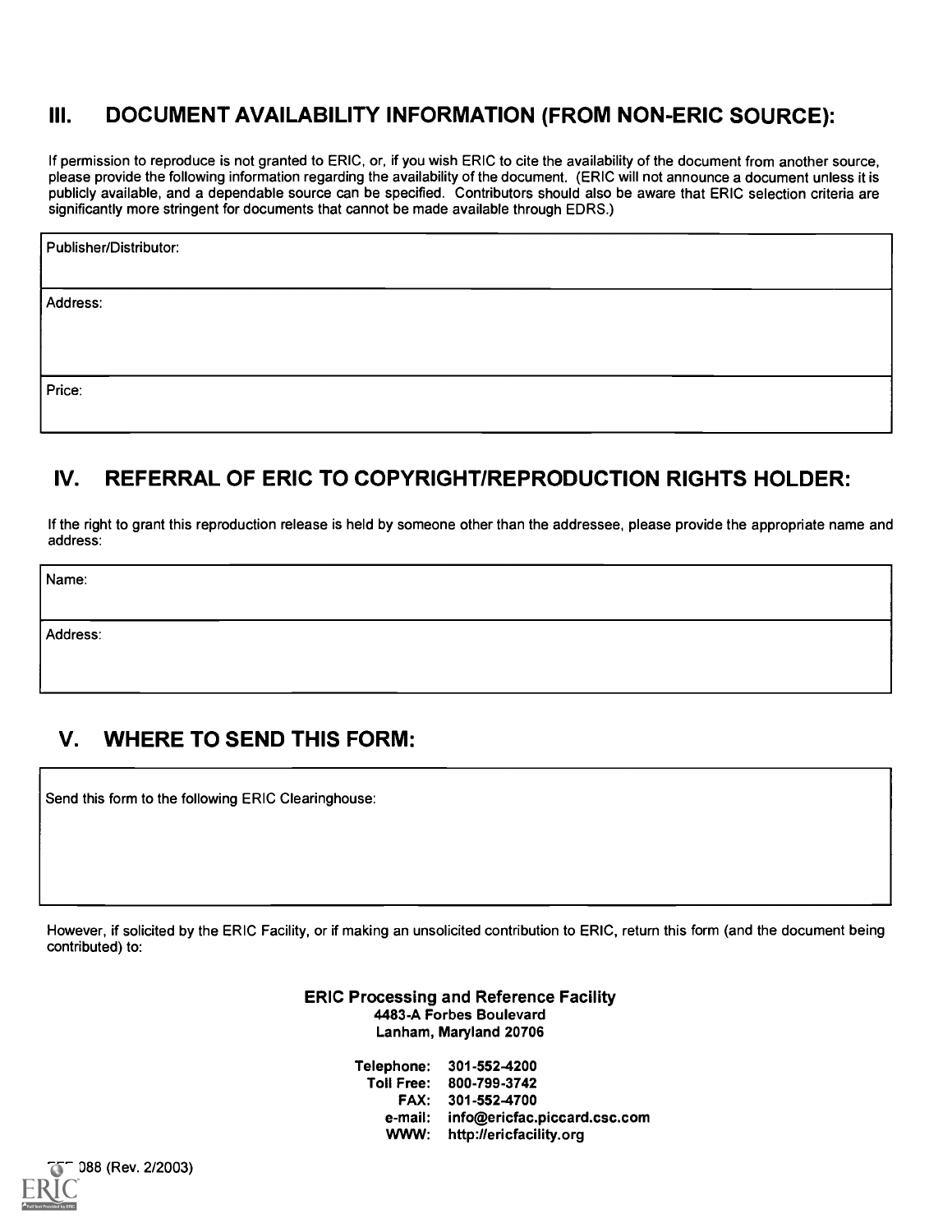## III. DOCUMENT AVAILABILITY INFORMATION (FROM NON-ERIC SOURCE):

If permission to reproduce is not granted to ERIC, or, if you wish ERIC to cite the availability of the document from another source, please provide the following information regarding the availability of the document. (ERIC will not announce a document unless it is publicly available, and a dependable source can be specified. Contributors should also be aware that ERIC selection criteria are significantly more stringent for documents that cannot be made available through EDRS.)

Publisher/Distributor:

Address:

Price:

## IV. REFERRAL OF ERIC TO COPYRIGHT/REPRODUCTION RIGHTS HOLDER:

If the right to grant this reproduction release is held by someone other than the addressee, please provide the appropriate name and address:

Name:

Address:

## V. WHERE TO SEND THIS FORM:

Send this form to the following ERIC Clearinghouse:

However, if solicited by the ERIC Facility, or if making an unsolicited contribution to ERIC, return this form (and the document being contributed) to:

**ERIC Processing and Reference Facility**
**4483-A Forbes Boulevard**
**Lanham, Maryland 20706**

**Telephone:** 301-552-4200
**Toll Free:** 800-799-3742
**FAX:** 301-552-4700
**e-mail:** info@ericfac.piccard.csc.com
**WWW:** http://ericfacility.org

EFF 088 (Rev. 2/2003)